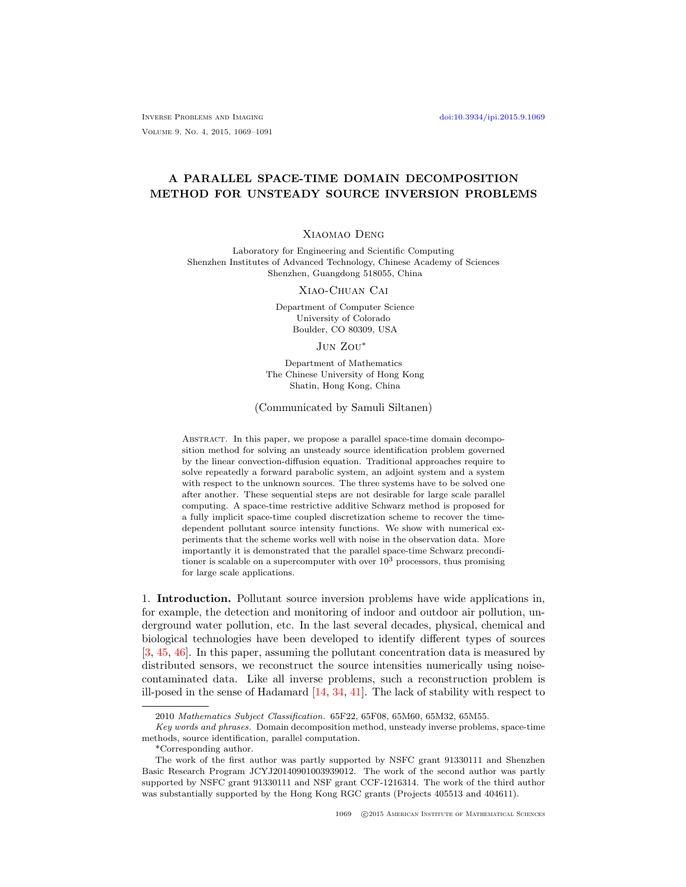# A PARALLEL SPACE-TIME DOMAIN DECOMPOSITION METHOD FOR UNSTEADY SOURCE INVERSION PROBLEMS

Xiaomao Deng

Laboratory for Engineering and Scientific Computing
Shenzhen Institutes of Advanced Technology, Chinese Academy of Sciences
Shenzhen, Guangdong 518055, China

Xiao-Chuan Cai

Department of Computer Science
University of Colorado
Boulder, CO 80309, USA

Jun Zou*

Department of Mathematics
The Chinese University of Hong Kong
Shatin, Hong Kong, China

(Communicated by Samuli Siltanen)

Abstract. In this paper, we propose a parallel space-time domain decomposition method for solving an unsteady source identification problem governed by the linear convection-diffusion equation. Traditional approaches require to solve repeatedly a forward parabolic system, an adjoint system and a system with respect to the unknown sources. The three systems have to be solved one after another. These sequential steps are not desirable for large scale parallel computing. A space-time restrictive additive Schwarz method is proposed for a fully implicit space-time coupled discretization scheme to recover the time-dependent pollutant source intensity functions. We show with numerical experiments that the scheme works well with noise in the observation data. More importantly it is demonstrated that the parallel space-time Schwarz preconditioner is scalable on a supercomputer with over $10^3$ processors, thus promising for large scale applications.

1. **Introduction.** Pollutant source inversion problems have wide applications in, for example, the detection and monitoring of indoor and outdoor air pollution, underground water pollution, etc. In the last several decades, physical, chemical and biological technologies have been developed to identify different types of sources [3, 45, 46]. In this paper, assuming the pollutant concentration data is measured by distributed sensors, we reconstruct the source intensities numerically using noise-contaminated data. Like all inverse problems, such a reconstruction problem is ill-posed in the sense of Hadamard [14, 34, 41]. The lack of stability with respect to

---

2010 *Mathematics Subject Classification.* 65F22, 65F08, 65M60, 65M32, 65M55.

*Key words and phrases.* Domain decomposition method, unsteady inverse problems, space-time methods, source identification, parallel computation.

*Corresponding author.

The work of the first author was partly supported by NSFC grant 91330111 and Shenzhen Basic Research Program JCYJ20140901003939012. The work of the second author was partly supported by NSFC grant 91330111 and NSF grant CCF-1216314. The work of the third author was substantially supported by the Hong Kong RGC grants (Projects 405513 and 404611).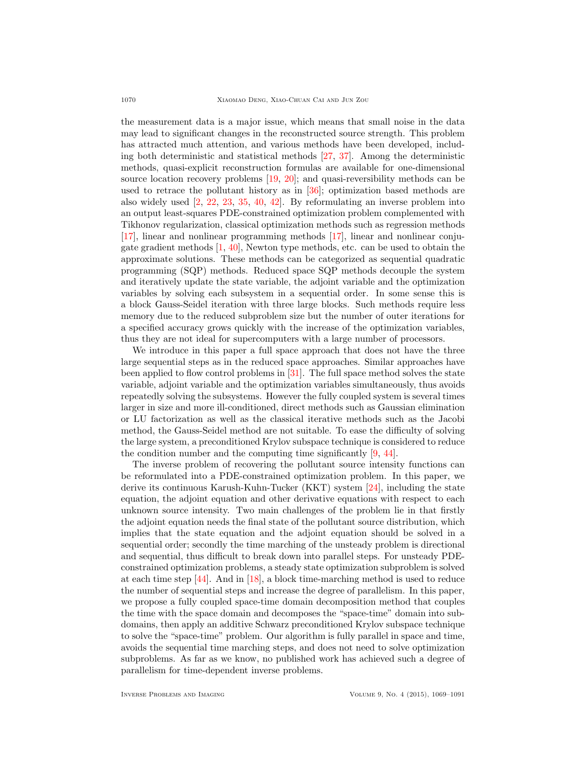the measurement data is a major issue, which means that small noise in the data may lead to significant changes in the reconstructed source strength. This problem has attracted much attention, and various methods have been developed, including both deterministic and statistical methods [27, 37]. Among the deterministic methods, quasi-explicit reconstruction formulas are available for one-dimensional source location recovery problems [19, 20]; and quasi-reversibility methods can be used to retrace the pollutant history as in [36]; optimization based methods are also widely used [2, 22, 23, 35, 40, 42]. By reformulating an inverse problem into an output least-squares PDE-constrained optimization problem complemented with Tikhonov regularization, classical optimization methods such as regression methods [17], linear and nonlinear programming methods [17], linear and nonlinear conjugate gradient methods [1, 40], Newton type methods, etc. can be used to obtain the approximate solutions. These methods can be categorized as sequential quadratic programming (SQP) methods. Reduced space SQP methods decouple the system and iteratively update the state variable, the adjoint variable and the optimization variables by solving each subsystem in a sequential order. In some sense this is a block Gauss-Seidel iteration with three large blocks. Such methods require less memory due to the reduced subproblem size but the number of outer iterations for a specified accuracy grows quickly with the increase of the optimization variables, thus they are not ideal for supercomputers with a large number of processors.

We introduce in this paper a full space approach that does not have the three large sequential steps as in the reduced space approaches. Similar approaches have been applied to flow control problems in [31]. The full space method solves the state variable, adjoint variable and the optimization variables simultaneously, thus avoids repeatedly solving the subsystems. However the fully coupled system is several times larger in size and more ill-conditioned, direct methods such as Gaussian elimination or LU factorization as well as the classical iterative methods such as the Jacobi method, the Gauss-Seidel method are not suitable. To ease the difficulty of solving the large system, a preconditioned Krylov subspace technique is considered to reduce the condition number and the computing time significantly [9, 44].

The inverse problem of recovering the pollutant source intensity functions can be reformulated into a PDE-constrained optimization problem. In this paper, we derive its continuous Karush-Kuhn-Tucker (KKT) system [24], including the state equation, the adjoint equation and other derivative equations with respect to each unknown source intensity. Two main challenges of the problem lie in that firstly the adjoint equation needs the final state of the pollutant source distribution, which implies that the state equation and the adjoint equation should be solved in a sequential order; secondly the time marching of the unsteady problem is directional and sequential, thus difficult to break down into parallel steps. For unsteady PDE-constrained optimization problems, a steady state optimization subproblem is solved at each time step [44]. And in [18], a block time-marching method is used to reduce the number of sequential steps and increase the degree of parallelism. In this paper, we propose a fully coupled space-time domain decomposition method that couples the time with the space domain and decomposes the "space-time" domain into subdomains, then apply an additive Schwarz preconditioned Krylov subspace technique to solve the "space-time" problem. Our algorithm is fully parallel in space and time, avoids the sequential time marching steps, and does not need to solve optimization subproblems. As far as we know, no published work has achieved such a degree of parallelism for time-dependent inverse problems.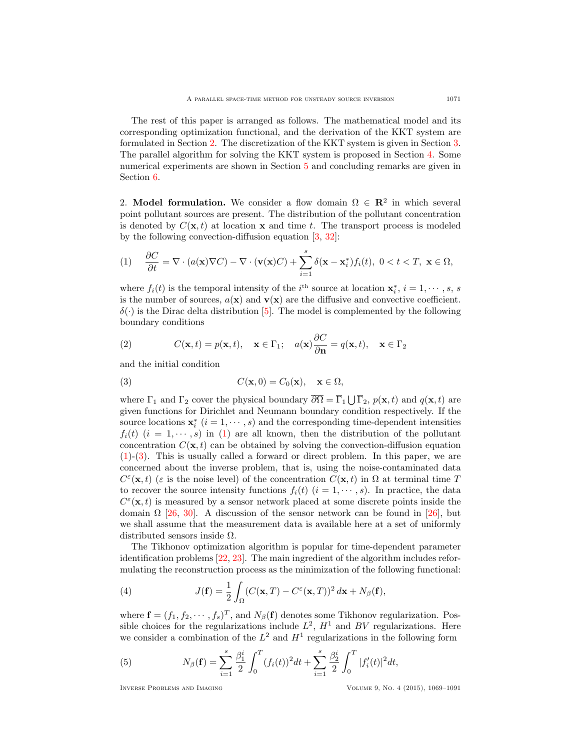The rest of this paper is arranged as follows. The mathematical model and its corresponding optimization functional, and the derivation of the KKT system are formulated in Section 2. The discretization of the KKT system is given in Section 3. The parallel algorithm for solving the KKT system is proposed in Section 4. Some numerical experiments are shown in Section 5 and concluding remarks are given in Section 6.

## 2. Model formulation.

We consider a flow domain $\Omega \in \mathbf{R}^2$ in which several point pollutant sources are present. The distribution of the pollutant concentration is denoted by $C(\mathbf{x}, t)$ at location $\mathbf{x}$ and time $t$. The transport process is modeled by the following convection-diffusion equation [3, 32]:

$$
\frac{\partial C}{\partial t} = \nabla \cdot (a(\mathbf{x})\nabla C) - \nabla \cdot (\mathbf{v}(\mathbf{x})C) + \sum_{i=1}^{s} \delta(\mathbf{x} - \mathbf{x}_i^*) f_i(t), \; 0 < t < T, \; \mathbf{x} \in \Omega, \tag{1}
$$

where $f_i(t)$ is the temporal intensity of the $i^{\text{th}}$ source at location $\mathbf{x}_i^*$, $i = 1, \cdots, s$, $s$ is the number of sources, $a(\mathbf{x})$ and $\mathbf{v}(\mathbf{x})$ are the diffusive and convective coefficient. $\delta(\cdot)$ is the Dirac delta distribution [5]. The model is complemented by the following boundary conditions

$$
C(\mathbf{x}, t) = p(\mathbf{x}, t), \quad \mathbf{x} \in \Gamma_1; \quad a(\mathbf{x})\frac{\partial C}{\partial \mathbf{n}} = q(\mathbf{x}, t), \quad \mathbf{x} \in \Gamma_2 \tag{2}
$$

and the initial condition

$$
C(\mathbf{x}, 0) = C_0(\mathbf{x}), \quad \mathbf{x} \in \Omega, \tag{3}
$$

where $\Gamma_1$ and $\Gamma_2$ cover the physical boundary $\overline{\partial\Omega} = \overline{\Gamma}_1 \bigcup \overline{\Gamma}_2$, $p(\mathbf{x}, t)$ and $q(\mathbf{x}, t)$ are given functions for Dirichlet and Neumann boundary condition respectively. If the source locations $\mathbf{x}_i^*$ $(i = 1, \cdots, s)$ and the corresponding time-dependent intensities $f_i(t)$ $(i = 1, \cdots, s)$ in (1) are all known, then the distribution of the pollutant concentration $C(\mathbf{x}, t)$ can be obtained by solving the convection-diffusion equation (1)-(3). This is usually called a forward or direct problem. In this paper, we are concerned about the inverse problem, that is, using the noise-contaminated data $C^\varepsilon(\mathbf{x}, t)$ ($\varepsilon$ is the noise level) of the concentration $C(\mathbf{x}, t)$ in $\Omega$ at terminal time $T$ to recover the source intensity functions $f_i(t)$ $(i = 1, \cdots, s)$. In practice, the data $C^\varepsilon(\mathbf{x}, t)$ is measured by a sensor network placed at some discrete points inside the domain $\Omega$ [26, 30]. A discussion of the sensor network can be found in [26], but we shall assume that the measurement data is available here at a set of uniformly distributed sensors inside $\Omega$.

The Tikhonov optimization algorithm is popular for time-dependent parameter identification problems [22, 23]. The main ingredient of the algorithm includes reformulating the reconstruction process as the minimization of the following functional:

$$
J(\mathbf{f}) = \frac{1}{2}\int_\Omega (C(\mathbf{x}, T) - C^\varepsilon(\mathbf{x}, T))^2 \, d\mathbf{x} + N_\beta(\mathbf{f}), \tag{4}
$$

where $\mathbf{f} = (f_1, f_2, \cdots, f_s)^T$, and $N_\beta(\mathbf{f})$ denotes some Tikhonov regularization. Possible choices for the regularizations include $L^2$, $H^1$ and $BV$ regularizations. Here we consider a combination of the $L^2$ and $H^1$ regularizations in the following form

$$
N_\beta(\mathbf{f}) = \sum_{i=1}^{s} \frac{\beta_1^i}{2}\int_0^T (f_i(t))^2 dt + \sum_{i=1}^{s} \frac{\beta_2^i}{2}\int_0^T |f_i'(t)|^2 dt, \tag{5}
$$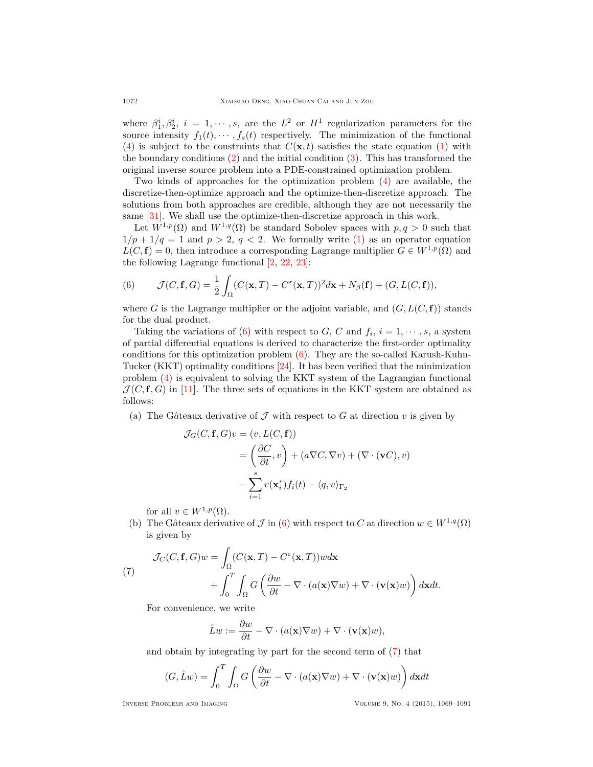where $\beta_1^i, \beta_2^i,\ i = 1, \cdots, s$, are the $L^2$ or $H^1$ regularization parameters for the source intensity $f_1(t), \cdots, f_s(t)$ respectively. The minimization of the functional (4) is subject to the constraints that $C(\mathbf{x}, t)$ satisfies the state equation (1) with the boundary conditions (2) and the initial condition (3). This has transformed the original inverse source problem into a PDE-constrained optimization problem.

Two kinds of approaches for the optimization problem (4) are available, the discretize-then-optimize approach and the optimize-then-discretize approach. The solutions from both approaches are credible, although they are not necessarily the same [31]. We shall use the optimize-then-discretize approach in this work.

Let $W^{1,p}(\Omega)$ and $W^{1,q}(\Omega)$ be standard Sobolev spaces with $p, q > 0$ such that $1/p + 1/q = 1$ and $p > 2,\ q < 2$. We formally write (1) as an operator equation $L(C, \mathbf{f}) = 0$, then introduce a corresponding Lagrange multiplier $G \in W^{1,p}(\Omega)$ and the following Lagrange functional [2, 22, 23]:

$$\mathcal{J}(C, \mathbf{f}, G) = \frac{1}{2}\int_\Omega (C(\mathbf{x}, T) - C^\varepsilon(\mathbf{x}, T))^2 d\mathbf{x} + N_\beta(\mathbf{f}) + (G, L(C, \mathbf{f})), \tag{6}$$

where $G$ is the Lagrange multiplier or the adjoint variable, and $(G, L(C, \mathbf{f}))$ stands for the dual product.

Taking the variations of (6) with respect to $G$, $C$ and $f_i,\ i = 1, \cdots, s$, a system of partial differential equations is derived to characterize the first-order optimality conditions for this optimization problem (6). They are the so-called Karush-Kuhn-Tucker (KKT) optimality conditions [24]. It has been verified that the minimization problem (4) is equivalent to solving the KKT system of the Lagrangian functional $\mathcal{J}(C, \mathbf{f}, G)$ in [11]. The three sets of equations in the KKT system are obtained as follows:

(a) The Gâteaux derivative of $\mathcal{J}$ with respect to $G$ at direction $v$ is given by

$$\begin{aligned}
\mathcal{J}_G(C, \mathbf{f}, G)v &= (v, L(C, \mathbf{f})) \\
&= \left(\frac{\partial C}{\partial t}, v\right) + (a\nabla C, \nabla v) + (\nabla \cdot (\mathbf{v}C), v) \\
&\quad - \sum_{i=1}^{s} v(\mathbf{x}_i^*) f_i(t) - \langle q, v\rangle_{\Gamma_2}
\end{aligned}$$

for all $v \in W^{1,p}(\Omega)$.

(b) The Gâteaux derivative of $\mathcal{J}$ in (6) with respect to $C$ at direction $w \in W^{1,q}(\Omega)$ is given by

$$\begin{aligned}
\mathcal{J}_C(C, \mathbf{f}, G)w &= \int_\Omega (C(\mathbf{x}, T) - C^\varepsilon(\mathbf{x}, T)) w d\mathbf{x} \\
&\quad + \int_0^T \int_\Omega G\left(\frac{\partial w}{\partial t} - \nabla \cdot (a(\mathbf{x})\nabla w) + \nabla \cdot (\mathbf{v}(\mathbf{x})w)\right) d\mathbf{x}dt.
\end{aligned} \tag{7}$$

For convenience, we write

$$\tilde{L}w := \frac{\partial w}{\partial t} - \nabla \cdot (a(\mathbf{x})\nabla w) + \nabla \cdot (\mathbf{v}(\mathbf{x})w),$$

and obtain by integrating by part for the second term of (7) that

$$(G, \tilde{L}w) = \int_0^T \int_\Omega G\left(\frac{\partial w}{\partial t} - \nabla \cdot (a(\mathbf{x})\nabla w) + \nabla \cdot (\mathbf{v}(\mathbf{x})w)\right) d\mathbf{x}dt$$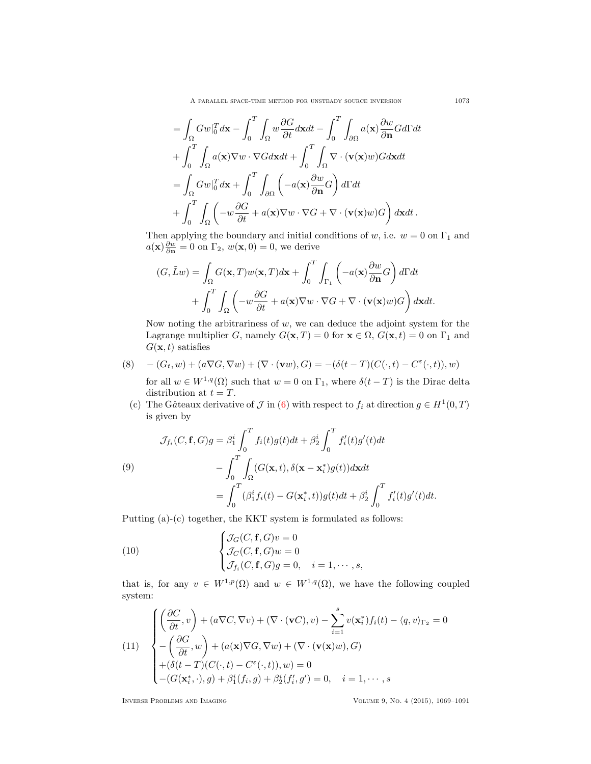$$
\begin{aligned}
&= \int_\Omega Gw|_0^T d\mathbf{x} - \int_0^T \int_\Omega w \frac{\partial G}{\partial t} d\mathbf{x}dt - \int_0^T \int_{\partial\Omega} a(\mathbf{x}) \frac{\partial w}{\partial \mathbf{n}} G d\Gamma dt \\
&+ \int_0^T \int_\Omega a(\mathbf{x}) \nabla w \cdot \nabla G d\mathbf{x}dt + \int_0^T \int_\Omega \nabla \cdot (\mathbf{v}(\mathbf{x})w) G d\mathbf{x}dt \\
&= \int_\Omega Gw|_0^T d\mathbf{x} + \int_0^T \int_{\partial\Omega} \left( -a(\mathbf{x}) \frac{\partial w}{\partial \mathbf{n}} G \right) d\Gamma dt \\
&+ \int_0^T \int_\Omega \left( -w \frac{\partial G}{\partial t} + a(\mathbf{x}) \nabla w \cdot \nabla G + \nabla \cdot (\mathbf{v}(\mathbf{x})w) G \right) d\mathbf{x}dt\,.
\end{aligned}
$$

Then applying the boundary and initial conditions of $w$, i.e. $w = 0$ on $\Gamma_1$ and $a(\mathbf{x}) \frac{\partial w}{\partial \mathbf{n}} = 0$ on $\Gamma_2$, $w(\mathbf{x}, 0) = 0$, we derive

$$
\begin{aligned}
(G, \tilde{L}w) &= \int_\Omega G(\mathbf{x}, T) w(\mathbf{x}, T) d\mathbf{x} + \int_0^T \int_{\Gamma_1} \left( -a(\mathbf{x}) \frac{\partial w}{\partial \mathbf{n}} G \right) d\Gamma dt \\
&+ \int_0^T \int_\Omega \left( -w \frac{\partial G}{\partial t} + a(\mathbf{x}) \nabla w \cdot \nabla G + \nabla \cdot (\mathbf{v}(\mathbf{x})w) G \right) d\mathbf{x}dt.
\end{aligned}
$$

Now noting the arbitrariness of $w$, we can deduce the adjoint system for the Lagrange multiplier $G$, namely $G(\mathbf{x}, T) = 0$ for $\mathbf{x} \in \Omega$, $G(\mathbf{x}, t) = 0$ on $\Gamma_1$ and $G(\mathbf{x}, t)$ satisfies

$$
-(G_t, w) + (a\nabla G, \nabla w) + (\nabla \cdot (\mathbf{v}w), G) = -(\delta(t-T)(C(\cdot, t) - C^\varepsilon(\cdot, t)), w) \tag{8}
$$

for all $w \in W^{1,q}(\Omega)$ such that $w = 0$ on $\Gamma_1$, where $\delta(t - T)$ is the Dirac delta distribution at $t = T$.

(c) The Gâteaux derivative of $\mathcal{J}$ in (6) with respect to $f_i$ at direction $g \in H^1(0, T)$ is given by

$$
\begin{aligned}
\mathcal{J}_{f_i}(C, \mathbf{f}, G)g &= \beta_1^i \int_0^T f_i(t) g(t) dt + \beta_2^i \int_0^T f_i'(t) g'(t) dt \\
&- \int_0^T \int_\Omega (G(\mathbf{x}, t), \delta(\mathbf{x} - \mathbf{x}_i^*) g(t)) d\mathbf{x}dt \\
&= \int_0^T (\beta_1^i f_i(t) - G(\mathbf{x}_i^*, t)) g(t) dt + \beta_2^i \int_0^T f_i'(t) g'(t) dt.
\end{aligned} \tag{9}
$$

Putting (a)-(c) together, the KKT system is formulated as follows:

$$
\begin{cases}
\mathcal{J}_G(C, \mathbf{f}, G)v = 0 \\
\mathcal{J}_C(C, \mathbf{f}, G)w = 0 \\
\mathcal{J}_{f_i}(C, \mathbf{f}, G)g = 0, \quad i = 1, \cdots, s,
\end{cases} \tag{10}
$$

that is, for any $v \in W^{1,p}(\Omega)$ and $w \in W^{1,q}(\Omega)$, we have the following coupled system:

$$
\begin{cases}
\left( \dfrac{\partial C}{\partial t}, v \right) + (a\nabla C, \nabla v) + (\nabla \cdot (\mathbf{v}C), v) - \displaystyle\sum_{i=1}^s v(\mathbf{x}_i^*) f_i(t) - \langle q, v \rangle_{\Gamma_2} = 0 \\
-\left( \dfrac{\partial G}{\partial t}, w \right) + (a(\mathbf{x}) \nabla G, \nabla w) + (\nabla \cdot (\mathbf{v}(\mathbf{x})w), G) \\
+(\delta(t-T)(C(\cdot, t) - C^\varepsilon(\cdot, t)), w) = 0 \\
-(G(\mathbf{x}_i^*, \cdot), g) + \beta_1^i (f_i, g) + \beta_2^i (f_i', g') = 0, \quad i = 1, \cdots, s
\end{cases} \tag{11}
$$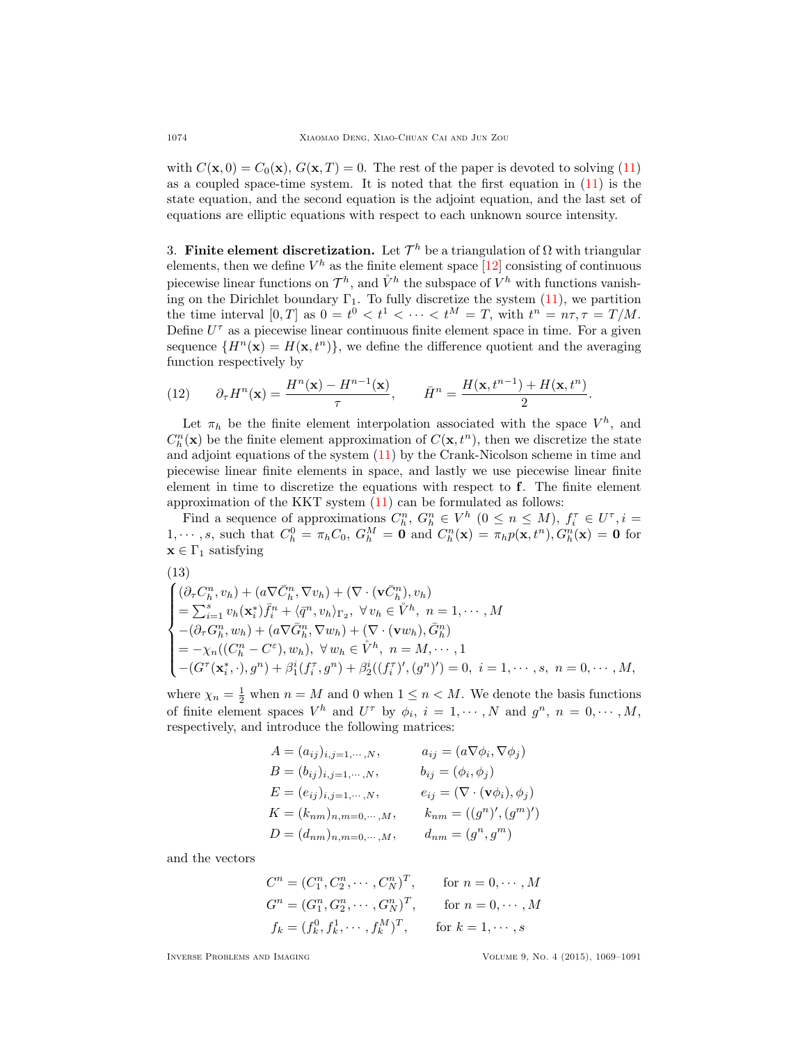with $C(\mathbf{x}, 0) = C_0(\mathbf{x})$, $G(\mathbf{x}, T) = 0$. The rest of the paper is devoted to solving (11) as a coupled space-time system. It is noted that the first equation in (11) is the state equation, and the second equation is the adjoint equation, and the last set of equations are elliptic equations with respect to each unknown source intensity.

## 3. Finite element discretization.

Let $\mathcal{T}^h$ be a triangulation of $\Omega$ with triangular elements, then we define $V^h$ as the finite element space [12] consisting of continuous piecewise linear functions on $\mathcal{T}^h$, and $\mathring{V}^h$ the subspace of $V^h$ with functions vanishing on the Dirichlet boundary $\Gamma_1$. To fully discretize the system (11), we partition the time interval $[0, T]$ as $0 = t^0 < t^1 < \cdots < t^M = T$, with $t^n = n\tau, \tau = T/M$. Define $U^\tau$ as a piecewise linear continuous finite element space in time. For a given sequence $\{H^n(\mathbf{x}) = H(\mathbf{x}, t^n)\}$, we define the difference quotient and the averaging function respectively by

$$\partial_\tau H^n(\mathbf{x}) = \frac{H^n(\mathbf{x}) - H^{n-1}(\mathbf{x})}{\tau}, \qquad \bar{H}^n = \frac{H(\mathbf{x}, t^{n-1}) + H(\mathbf{x}, t^n)}{2}. \tag{12}$$

Let $\pi_h$ be the finite element interpolation associated with the space $V^h$, and $C_h^n(\mathbf{x})$ be the finite element approximation of $C(\mathbf{x}, t^n)$, then we discretize the state and adjoint equations of the system (11) by the Crank-Nicolson scheme in time and piecewise linear finite elements in space, and lastly we use piecewise linear finite element in time to discretize the equations with respect to $\mathbf{f}$. The finite element approximation of the KKT system (11) can be formulated as follows:

Find a sequence of approximations $C_h^n$, $G_h^n \in V^h$ $(0 \le n \le M)$, $f_i^\tau \in U^\tau, i = 1, \cdots, s$, such that $C_h^0 = \pi_h C_0$, $G_h^M = \mathbf{0}$ and $C_h^n(\mathbf{x}) = \pi_h p(\mathbf{x}, t^n), G_h^n(\mathbf{x}) = \mathbf{0}$ for $\mathbf{x} \in \Gamma_1$ satisfying

$$\begin{cases} (\partial_\tau C_h^n, v_h) + (a\nabla \bar{C}_h^n, \nabla v_h) + (\nabla \cdot (\mathbf{v}\bar{C}_h^n), v_h) \\ = \sum_{i=1}^s v_h(\mathbf{x}_i^*)\bar{f}_i^n + \langle \bar{q}^n, v_h\rangle_{\Gamma_2}, \ \forall v_h \in \mathring{V}^h, \ n = 1, \cdots, M \\ -(\partial_\tau G_h^n, w_h) + (a\nabla \bar{G}_h^n, \nabla w_h) + (\nabla \cdot (\mathbf{v}w_h), \bar{G}_h^n) \\ = -\chi_n((C_h^n - C^\varepsilon), w_h), \ \forall w_h \in \mathring{V}^h, \ n = M, \cdots, 1 \\ -(G^\tau(\mathbf{x}_i^*, \cdot), g^n) + \beta_1^i(f_i^\tau, g^n) + \beta_2^i((f_i^\tau)', (g^n)') = 0, \ i = 1, \cdots, s, \ n = 0, \cdots, M, \end{cases} \tag{13}$$

where $\chi_n = \frac{1}{2}$ when $n = M$ and 0 when $1 \le n < M$. We denote the basis functions of finite element spaces $V^h$ and $U^\tau$ by $\phi_i$, $i = 1, \cdots, N$ and $g^n$, $n = 0, \cdots, M$, respectively, and introduce the following matrices:

$$\begin{aligned} A &= (a_{ij})_{i,j=1,\cdots,N}, & a_{ij} &= (a\nabla\phi_i, \nabla\phi_j) \\ B &= (b_{ij})_{i,j=1,\cdots,N}, & b_{ij} &= (\phi_i, \phi_j) \\ E &= (e_{ij})_{i,j=1,\cdots,N}, & e_{ij} &= (\nabla \cdot (\mathbf{v}\phi_i), \phi_j) \\ K &= (k_{nm})_{n,m=0,\cdots,M}, & k_{nm} &= ((g^n)', (g^m)') \\ D &= (d_{nm})_{n,m=0,\cdots,M}, & d_{nm} &= (g^n, g^m) \end{aligned}$$

and the vectors

$$\begin{aligned} C^n &= (C_1^n, C_2^n, \cdots, C_N^n)^T, & &\text{for } n = 0, \cdots, M \\ G^n &= (G_1^n, G_2^n, \cdots, G_N^n)^T, & &\text{for } n = 0, \cdots, M \\ f_k &= (f_k^0, f_k^1, \cdots, f_k^M)^T, & &\text{for } k = 1, \cdots, s \end{aligned}$$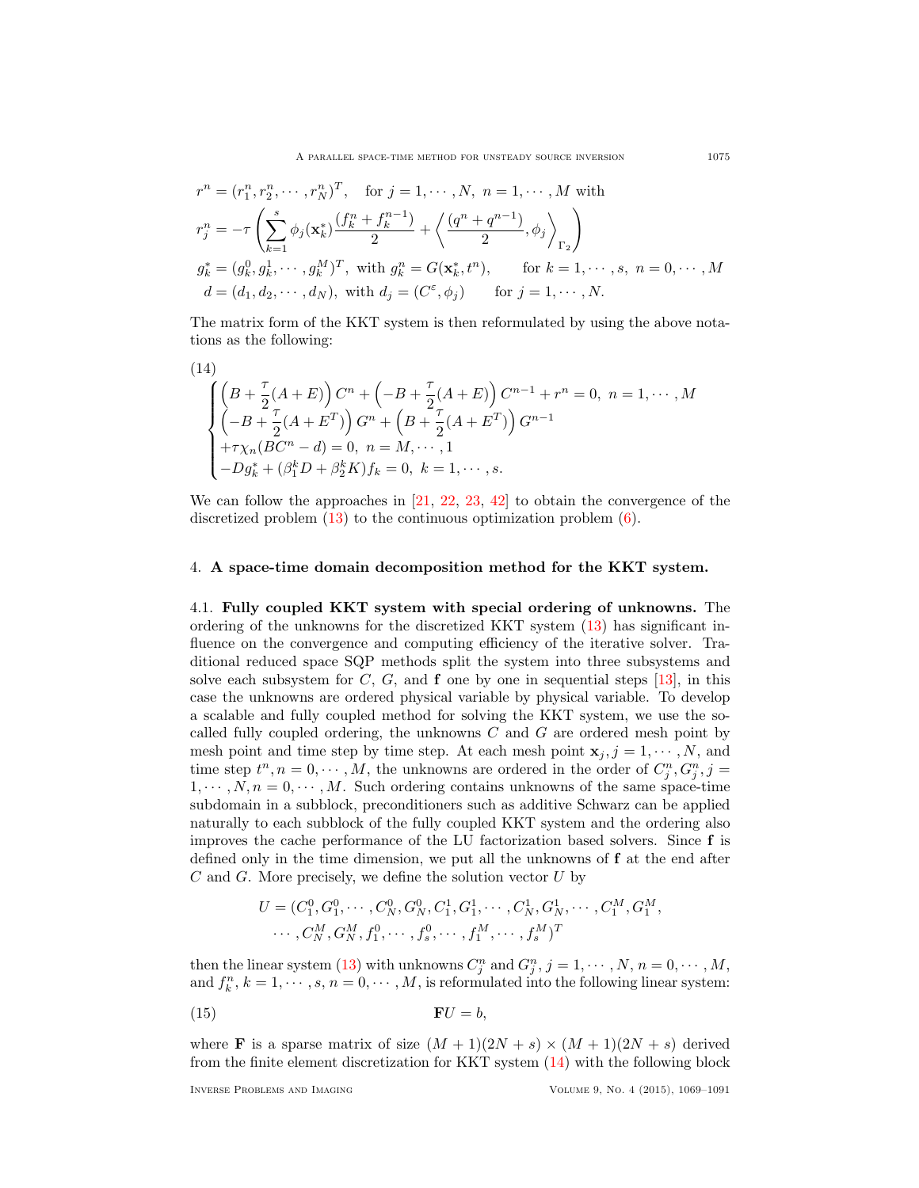$$r^n = (r_1^n, r_2^n, \cdots, r_N^n)^T, \quad \text{for } j = 1, \cdots, N, \; n = 1, \cdots, M \text{ with}$$

$$r_j^n = -\tau \left( \sum_{k=1}^{s} \phi_j(\mathbf{x}_k^*) \frac{(f_k^n + f_k^{n-1})}{2} + \left\langle \frac{(q^n + q^{n-1})}{2}, \phi_j \right\rangle_{\Gamma_2} \right)$$

$$g_k^* = (g_k^0, g_k^1, \cdots, g_k^M)^T, \text{ with } g_k^n = G(\mathbf{x}_k^*, t^n), \qquad \text{for } k = 1, \cdots, s, \; n = 0, \cdots, M$$

$$d = (d_1, d_2, \cdots, d_N), \text{ with } d_j = (C^\varepsilon, \phi_j) \qquad \text{for } j = 1, \cdots, N.$$

The matrix form of the KKT system is then reformulated by using the above notations as the following:

(14)

$$\begin{cases} \left(B + \dfrac{\tau}{2}(A + E)\right) C^n + \left(-B + \dfrac{\tau}{2}(A + E)\right) C^{n-1} + r^n = 0, \; n = 1, \cdots, M \\ \left(-B + \dfrac{\tau}{2}(A + E^T)\right) G^n + \left(B + \dfrac{\tau}{2}(A + E^T)\right) G^{n-1} \\ +\tau \chi_n (BC^n - d) = 0, \; n = M, \cdots, 1 \\ -Dg_k^* + (\beta_1^k D + \beta_2^k K) f_k = 0, \; k = 1, \cdots, s. \end{cases}$$

We can follow the approaches in [21, 22, 23, 42] to obtain the convergence of the discretized problem (13) to the continuous optimization problem (6).

## 4. A space-time domain decomposition method for the KKT system.

**4.1. Fully coupled KKT system with special ordering of unknowns.** The ordering of the unknowns for the discretized KKT system (13) has significant influence on the convergence and computing efficiency of the iterative solver. Traditional reduced space SQP methods split the system into three subsystems and solve each subsystem for $C$, $G$, and $\mathbf{f}$ one by one in sequential steps [13], in this case the unknowns are ordered physical variable by physical variable. To develop a scalable and fully coupled method for solving the KKT system, we use the so-called fully coupled ordering, the unknowns $C$ and $G$ are ordered mesh point by mesh point and time step by time step. At each mesh point $\mathbf{x}_j, j = 1, \cdots, N$, and time step $t^n, n = 0, \cdots, M$, the unknowns are ordered in the order of $C_j^n, G_j^n, j = 1, \cdots, N, n = 0, \cdots, M$. Such ordering contains unknowns of the same space-time subdomain in a subblock, preconditioners such as additive Schwarz can be applied naturally to each subblock of the fully coupled KKT system and the ordering also improves the cache performance of the LU factorization based solvers. Since $\mathbf{f}$ is defined only in the time dimension, we put all the unknowns of $\mathbf{f}$ at the end after $C$ and $G$. More precisely, we define the solution vector $U$ by

$$U = (C_1^0, G_1^0, \cdots, C_N^0, G_N^0, C_1^1, G_1^1, \cdots, C_N^1, G_N^1, \cdots, C_1^M, G_1^M, \\ \cdots, C_N^M, G_N^M, f_1^0, \cdots, f_s^0, \cdots, f_1^M, \cdots, f_s^M)^T$$

then the linear system (13) with unknowns $C_j^n$ and $G_j^n$, $j = 1, \cdots, N, n = 0, \cdots, M$, and $f_k^n$, $k = 1, \cdots, s, n = 0, \cdots, M$, is reformulated into the following linear system:

$$\mathbf{F}U = b, \tag{15}$$

where $\mathbf{F}$ is a sparse matrix of size $(M + 1)(2N + s) \times (M + 1)(2N + s)$ derived from the finite element discretization for KKT system (14) with the following block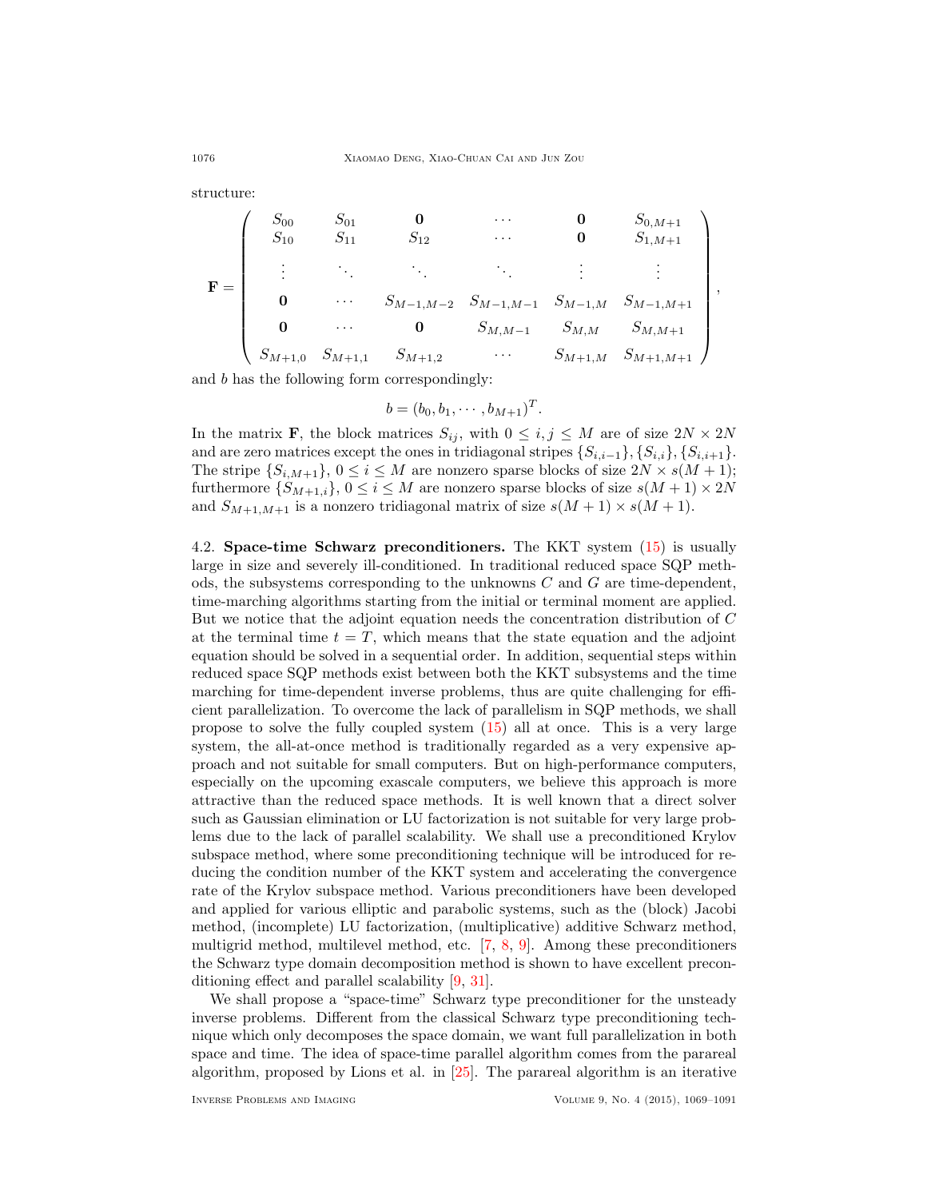structure:

$$\mathbf{F} = \begin{pmatrix} S_{00} & S_{01} & \mathbf{0} & \cdots & \mathbf{0} & S_{0,M+1} \\ S_{10} & S_{11} & S_{12} & \cdots & \mathbf{0} & S_{1,M+1} \\ \vdots & \ddots & \ddots & \ddots & \vdots & \vdots \\ \mathbf{0} & \cdots & S_{M-1,M-2} & S_{M-1,M-1} & S_{M-1,M} & S_{M-1,M+1} \\ \mathbf{0} & \cdots & \mathbf{0} & S_{M,M-1} & S_{M,M} & S_{M,M+1} \\ S_{M+1,0} & S_{M+1,1} & S_{M+1,2} & \cdots & S_{M+1,M} & S_{M+1,M+1} \end{pmatrix},$$

and $b$ has the following form correspondingly:

$$b = (b_0, b_1, \cdots, b_{M+1})^T.$$

In the matrix $\mathbf{F}$, the block matrices $S_{ij}$, with $0 \le i, j \le M$ are of size $2N \times 2N$ and are zero matrices except the ones in tridiagonal stripes $\{S_{i,i-1}\}, \{S_{i,i}\}, \{S_{i,i+1}\}$. The stripe $\{S_{i,M+1}\}$, $0 \le i \le M$ are nonzero sparse blocks of size $2N \times s(M+1)$; furthermore $\{S_{M+1,i}\}$, $0 \le i \le M$ are nonzero sparse blocks of size $s(M+1) \times 2N$ and $S_{M+1,M+1}$ is a nonzero tridiagonal matrix of size $s(M+1) \times s(M+1)$.

### 4.2. Space-time Schwarz preconditioners.

The KKT system (15) is usually large in size and severely ill-conditioned. In traditional reduced space SQP methods, the subsystems corresponding to the unknowns $C$ and $G$ are time-dependent, time-marching algorithms starting from the initial or terminal moment are applied. But we notice that the adjoint equation needs the concentration distribution of $C$ at the terminal time $t = T$, which means that the state equation and the adjoint equation should be solved in a sequential order. In addition, sequential steps within reduced space SQP methods exist between both the KKT subsystems and the time marching for time-dependent inverse problems, thus are quite challenging for efficient parallelization. To overcome the lack of parallelism in SQP methods, we shall propose to solve the fully coupled system (15) all at once. This is a very large system, the all-at-once method is traditionally regarded as a very expensive approach and not suitable for small computers. But on high-performance computers, especially on the upcoming exascale computers, we believe this approach is more attractive than the reduced space methods. It is well known that a direct solver such as Gaussian elimination or LU factorization is not suitable for very large problems due to the lack of parallel scalability. We shall use a preconditioned Krylov subspace method, where some preconditioning technique will be introduced for reducing the condition number of the KKT system and accelerating the convergence rate of the Krylov subspace method. Various preconditioners have been developed and applied for various elliptic and parabolic systems, such as the (block) Jacobi method, (incomplete) LU factorization, (multiplicative) additive Schwarz method, multigrid method, multilevel method, etc. [7, 8, 9]. Among these preconditioners the Schwarz type domain decomposition method is shown to have excellent preconditioning effect and parallel scalability [9, 31].

We shall propose a "space-time" Schwarz type preconditioner for the unsteady inverse problems. Different from the classical Schwarz type preconditioning technique which only decomposes the space domain, we want full parallelization in both space and time. The idea of space-time parallel algorithm comes from the parareal algorithm, proposed by Lions et al. in [25]. The parareal algorithm is an iterative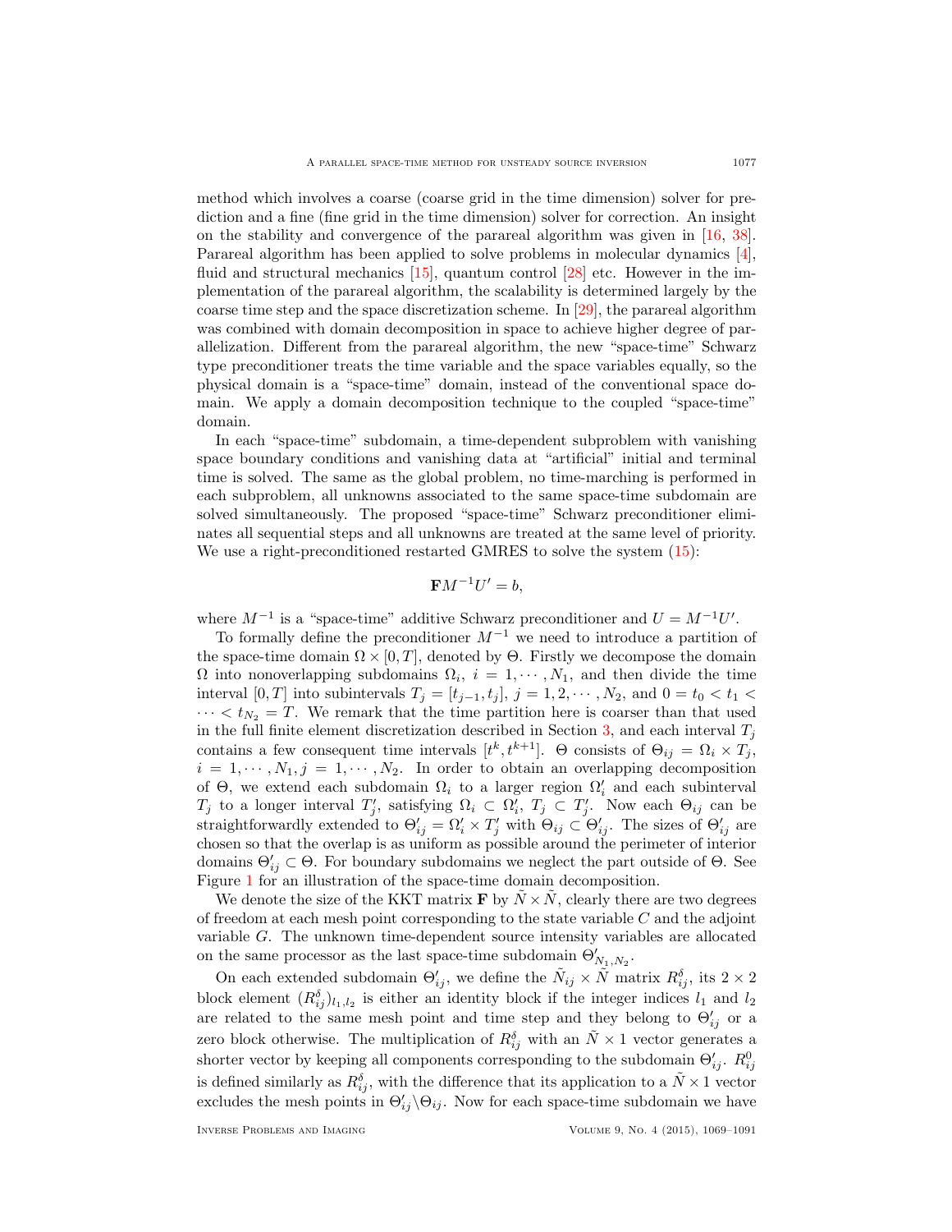method which involves a coarse (coarse grid in the time dimension) solver for prediction and a fine (fine grid in the time dimension) solver for correction. An insight on the stability and convergence of the parareal algorithm was given in [16, 38]. Parareal algorithm has been applied to solve problems in molecular dynamics [4], fluid and structural mechanics [15], quantum control [28] etc. However in the implementation of the parareal algorithm, the scalability is determined largely by the coarse time step and the space discretization scheme. In [29], the parareal algorithm was combined with domain decomposition in space to achieve higher degree of parallelization. Different from the parareal algorithm, the new "space-time" Schwarz type preconditioner treats the time variable and the space variables equally, so the physical domain is a "space-time" domain, instead of the conventional space domain. We apply a domain decomposition technique to the coupled "space-time" domain.

In each "space-time" subdomain, a time-dependent subproblem with vanishing space boundary conditions and vanishing data at "artificial" initial and terminal time is solved. The same as the global problem, no time-marching is performed in each subproblem, all unknowns associated to the same space-time subdomain are solved simultaneously. The proposed "space-time" Schwarz preconditioner eliminates all sequential steps and all unknowns are treated at the same level of priority. We use a right-preconditioned restarted GMRES to solve the system (15):

$$\mathbf{F}M^{-1}U' = b,$$

where $M^{-1}$ is a "space-time" additive Schwarz preconditioner and $U = M^{-1}U'$.

To formally define the preconditioner $M^{-1}$ we need to introduce a partition of the space-time domain $\Omega \times [0, T]$, denoted by $\Theta$. Firstly we decompose the domain $\Omega$ into nonoverlapping subdomains $\Omega_i$, $i = 1, \cdots, N_1$, and then divide the time interval $[0, T]$ into subintervals $T_j = [t_{j-1}, t_j]$, $j = 1, 2, \cdots, N_2$, and $0 = t_0 < t_1 < \cdots < t_{N_2} = T$. We remark that the time partition here is coarser than that used in the full finite element discretization described in Section 3, and each interval $T_j$ contains a few consequent time intervals $[t^k, t^{k+1}]$. $\Theta$ consists of $\Theta_{ij} = \Omega_i \times T_j$, $i = 1, \cdots, N_1, j = 1, \cdots, N_2$. In order to obtain an overlapping decomposition of $\Theta$, we extend each subdomain $\Omega_i$ to a larger region $\Omega_i'$ and each subinterval $T_j$ to a longer interval $T_j'$, satisfying $\Omega_i \subset \Omega_i'$, $T_j \subset T_j'$. Now each $\Theta_{ij}$ can be straightforwardly extended to $\Theta_{ij}' = \Omega_i' \times T_j'$ with $\Theta_{ij} \subset \Theta_{ij}'$. The sizes of $\Theta_{ij}'$ are chosen so that the overlap is as uniform as possible around the perimeter of interior domains $\Theta_{ij}' \subset \Theta$. For boundary subdomains we neglect the part outside of $\Theta$. See Figure 1 for an illustration of the space-time domain decomposition.

We denote the size of the KKT matrix $\mathbf{F}$ by $\tilde{N} \times \tilde{N}$, clearly there are two degrees of freedom at each mesh point corresponding to the state variable $C$ and the adjoint variable $G$. The unknown time-dependent source intensity variables are allocated on the same processor as the last space-time subdomain $\Theta_{N_1,N_2}'$.

On each extended subdomain $\Theta_{ij}'$, we define the $\tilde{N}_{ij} \times \tilde{N}$ matrix $R_{ij}^{\delta}$, its $2 \times 2$ block element $(R_{ij}^{\delta})_{l_1,l_2}$ is either an identity block if the integer indices $l_1$ and $l_2$ are related to the same mesh point and time step and they belong to $\Theta_{ij}'$ or a zero block otherwise. The multiplication of $R_{ij}^{\delta}$ with an $\tilde{N} \times 1$ vector generates a shorter vector by keeping all components corresponding to the subdomain $\Theta_{ij}'$. $R_{ij}^{0}$ is defined similarly as $R_{ij}^{\delta}$, with the difference that its application to a $\tilde{N} \times 1$ vector excludes the mesh points in $\Theta_{ij}' \backslash \Theta_{ij}$. Now for each space-time subdomain we have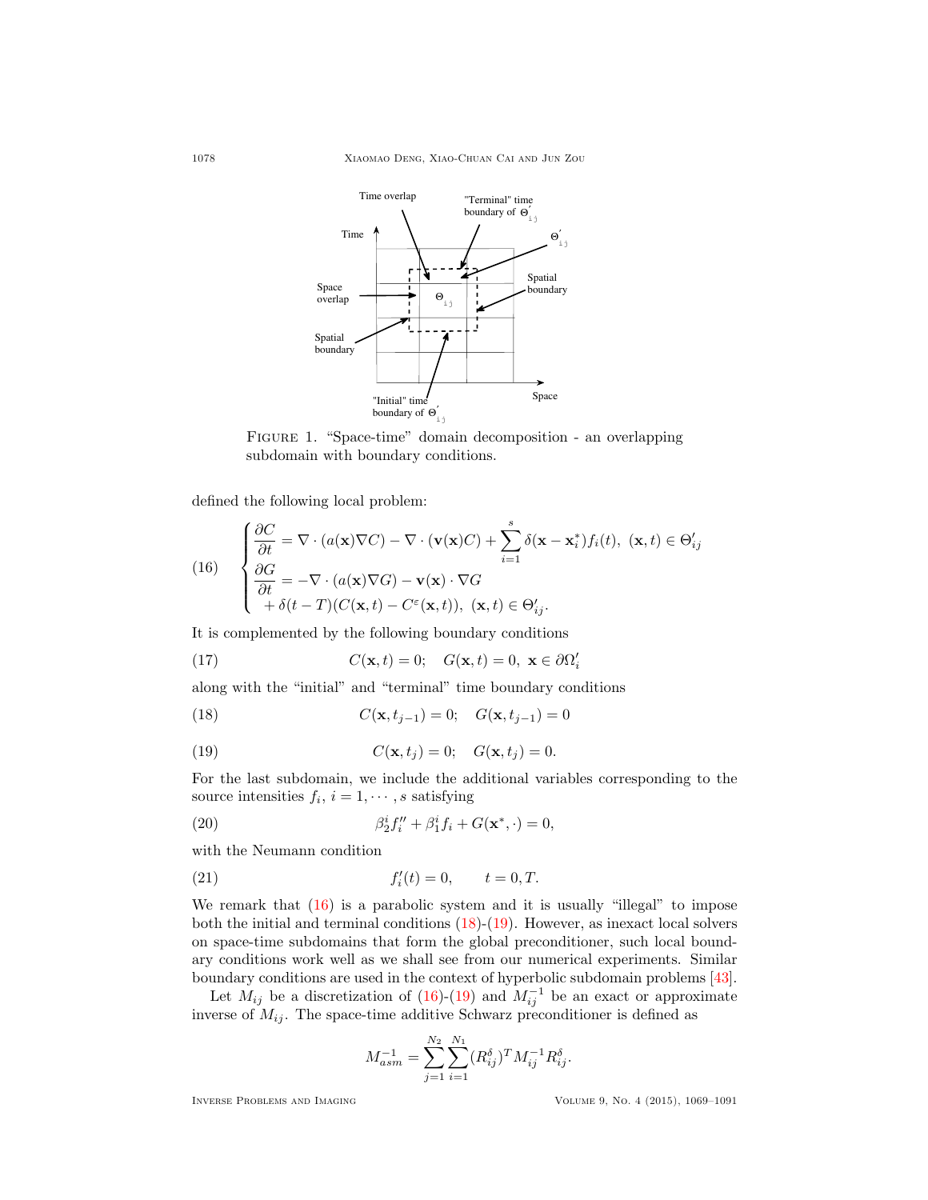FIGURE 1. "Space-time" domain decomposition - an overlapping subdomain with boundary conditions.

defined the following local problem:

$$
(16)\quad \begin{cases} \dfrac{\partial C}{\partial t} = \nabla \cdot (a(\mathbf{x})\nabla C) - \nabla \cdot (\mathbf{v}(\mathbf{x})C) + \displaystyle\sum_{i=1}^{s} \delta(\mathbf{x} - \mathbf{x}_i^*) f_i(t), \ (\mathbf{x}, t) \in \Theta'_{ij} \\ \dfrac{\partial G}{\partial t} = -\nabla \cdot (a(\mathbf{x})\nabla G) - \mathbf{v}(\mathbf{x}) \cdot \nabla G \\ \quad + \delta(t - T)(C(\mathbf{x}, t) - C^{\varepsilon}(\mathbf{x}, t)), \ (\mathbf{x}, t) \in \Theta'_{ij}. \end{cases}
$$

It is complemented by the following boundary conditions

$$
(17)\qquad C(\mathbf{x}, t) = 0; \quad G(\mathbf{x}, t) = 0, \ \mathbf{x} \in \partial\Omega'_i
$$

along with the "initial" and "terminal" time boundary conditions

$$
(18)\qquad C(\mathbf{x}, t_{j-1}) = 0; \quad G(\mathbf{x}, t_{j-1}) = 0
$$

$$
(19)\qquad C(\mathbf{x}, t_j) = 0; \quad G(\mathbf{x}, t_j) = 0.
$$

For the last subdomain, we include the additional variables corresponding to the source intensities $f_i$, $i = 1, \cdots, s$ satisfying

$$
(20)\qquad \beta_2^i f_i'' + \beta_1^i f_i + G(\mathbf{x}^*, \cdot) = 0,
$$

with the Neumann condition

$$
(21)\qquad f_i'(t) = 0, \qquad t = 0, T.
$$

We remark that (16) is a parabolic system and it is usually "illegal" to impose both the initial and terminal conditions (18)-(19). However, as inexact local solvers on space-time subdomains that form the global preconditioner, such local boundary conditions work well as we shall see from our numerical experiments. Similar boundary conditions are used in the context of hyperbolic subdomain problems [43].

Let $M_{ij}$ be a discretization of (16)-(19) and $M_{ij}^{-1}$ be an exact or approximate inverse of $M_{ij}$. The space-time additive Schwarz preconditioner is defined as

$$
M_{asm}^{-1} = \sum_{j=1}^{N_2} \sum_{i=1}^{N_1} (R_{ij}^{\delta})^T M_{ij}^{-1} R_{ij}^{\delta}.
$$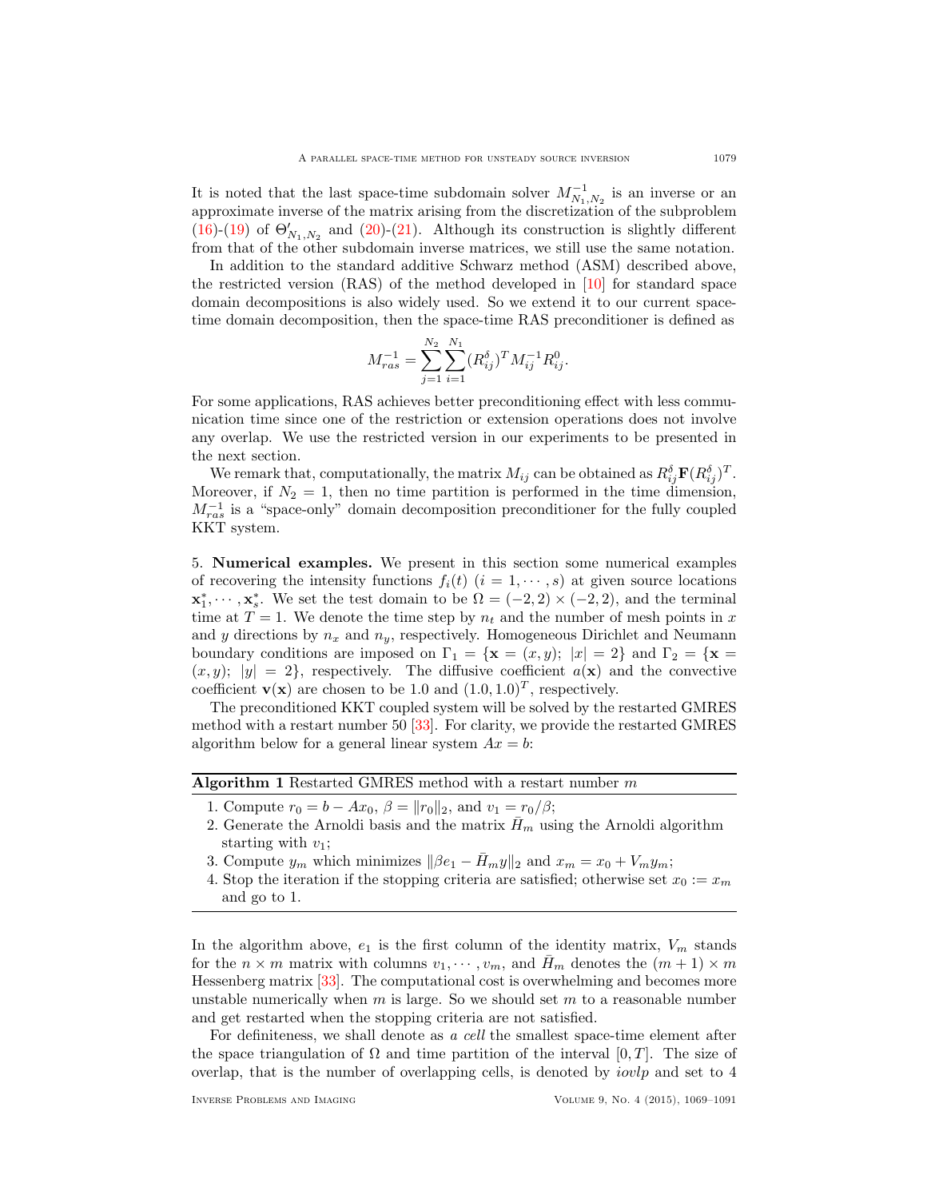It is noted that the last space-time subdomain solver $M^{-1}_{N_1,N_2}$ is an inverse or an approximate inverse of the matrix arising from the discretization of the subproblem (16)-(19) of $\Theta'_{N_1,N_2}$ and (20)-(21). Although its construction is slightly different from that of the other subdomain inverse matrices, we still use the same notation.

In addition to the standard additive Schwarz method (ASM) described above, the restricted version (RAS) of the method developed in [10] for standard space domain decompositions is also widely used. So we extend it to our current space-time domain decomposition, then the space-time RAS preconditioner is defined as

$$M_{ras}^{-1} = \sum_{j=1}^{N_2}\sum_{i=1}^{N_1} (R_{ij}^{\delta})^T M_{ij}^{-1} R_{ij}^{0}.$$

For some applications, RAS achieves better preconditioning effect with less communication time since one of the restriction or extension operations does not involve any overlap. We use the restricted version in our experiments to be presented in the next section.

We remark that, computationally, the matrix $M_{ij}$ can be obtained as $R_{ij}^{\delta}\mathbf{F}(R_{ij}^{\delta})^T$. Moreover, if $N_2 = 1$, then no time partition is performed in the time dimension, $M_{ras}^{-1}$ is a "space-only" domain decomposition preconditioner for the fully coupled KKT system.

## 5. Numerical examples.

We present in this section some numerical examples of recovering the intensity functions $f_i(t)$ $(i = 1, \cdots, s)$ at given source locations $\mathbf{x}_1^*, \cdots, \mathbf{x}_s^*$. We set the test domain to be $\Omega = (-2, 2) \times (-2, 2)$, and the terminal time at $T = 1$. We denote the time step by $n_t$ and the number of mesh points in $x$ and $y$ directions by $n_x$ and $n_y$, respectively. Homogeneous Dirichlet and Neumann boundary conditions are imposed on $\Gamma_1 = \{\mathbf{x} = (x, y);\ |x| = 2\}$ and $\Gamma_2 = \{\mathbf{x} = (x, y);\ |y| = 2\}$, respectively. The diffusive coefficient $a(\mathbf{x})$ and the convective coefficient $\mathbf{v}(\mathbf{x})$ are chosen to be 1.0 and $(1.0, 1.0)^T$, respectively.

The preconditioned KKT coupled system will be solved by the restarted GMRES method with a restart number 50 [33]. For clarity, we provide the restarted GMRES algorithm below for a general linear system $Ax = b$:

**Algorithm 1** Restarted GMRES method with a restart number $m$

1. Compute $r_0 = b - Ax_0$, $\beta = \|r_0\|_2$, and $v_1 = r_0/\beta$;
2. Generate the Arnoldi basis and the matrix $\bar{H}_m$ using the Arnoldi algorithm starting with $v_1$;
3. Compute $y_m$ which minimizes $\|\beta e_1 - \bar{H}_m y\|_2$ and $x_m = x_0 + V_m y_m$;
4. Stop the iteration if the stopping criteria are satisfied; otherwise set $x_0 := x_m$ and go to 1.

In the algorithm above, $e_1$ is the first column of the identity matrix, $V_m$ stands for the $n \times m$ matrix with columns $v_1, \cdots, v_m$, and $\bar{H}_m$ denotes the $(m+1) \times m$ Hessenberg matrix [33]. The computational cost is overwhelming and becomes more unstable numerically when $m$ is large. So we should set $m$ to a reasonable number and get restarted when the stopping criteria are not satisfied.

For definiteness, we shall denote as *a cell* the smallest space-time element after the space triangulation of $\Omega$ and time partition of the interval $[0, T]$. The size of overlap, that is the number of overlapping cells, is denoted by *iovlp* and set to 4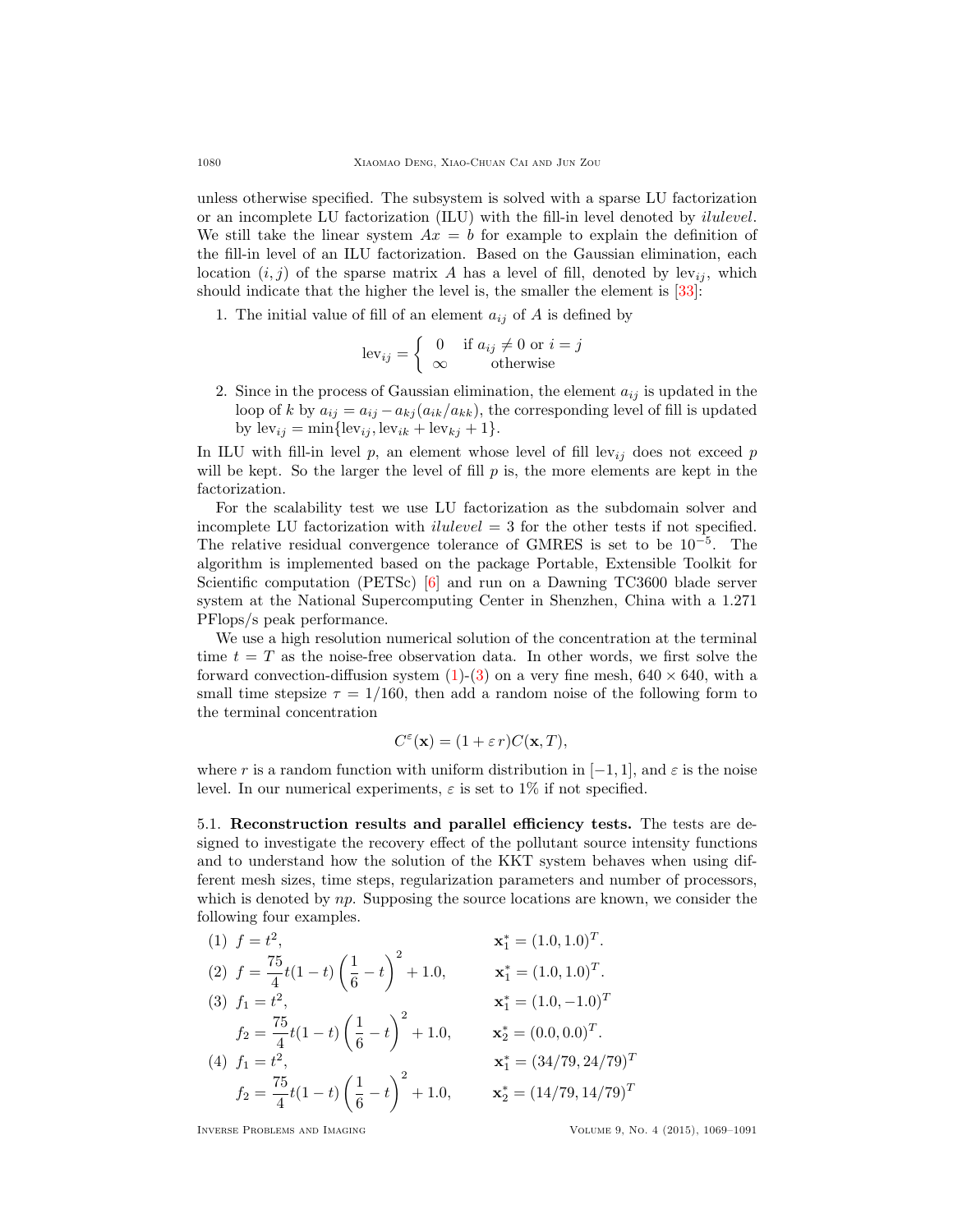unless otherwise specified. The subsystem is solved with a sparse LU factorization or an incomplete LU factorization (ILU) with the fill-in level denoted by *ilulevel*. We still take the linear system $Ax = b$ for example to explain the definition of the fill-in level of an ILU factorization. Based on the Gaussian elimination, each location $(i, j)$ of the sparse matrix $A$ has a level of fill, denoted by $\mathrm{lev}_{ij}$, which should indicate that the higher the level is, the smaller the element is [33]:

1. The initial value of fill of an element $a_{ij}$ of $A$ is defined by

$$\mathrm{lev}_{ij} = \begin{cases} 0 & \text{if } a_{ij} \neq 0 \text{ or } i = j \\ \infty & \text{otherwise} \end{cases}$$

2. Since in the process of Gaussian elimination, the element $a_{ij}$ is updated in the loop of $k$ by $a_{ij} = a_{ij} - a_{kj}(a_{ik}/a_{kk})$, the corresponding level of fill is updated by $\mathrm{lev}_{ij} = \min\{\mathrm{lev}_{ij}, \mathrm{lev}_{ik} + \mathrm{lev}_{kj} + 1\}$.

In ILU with fill-in level $p$, an element whose level of fill $\mathrm{lev}_{ij}$ does not exceed $p$ will be kept. So the larger the level of fill $p$ is, the more elements are kept in the factorization.

For the scalability test we use LU factorization as the subdomain solver and incomplete LU factorization with *ilulevel* = 3 for the other tests if not specified. The relative residual convergence tolerance of GMRES is set to be $10^{-5}$. The algorithm is implemented based on the package Portable, Extensible Toolkit for Scientific computation (PETSc) [6] and run on a Dawning TC3600 blade server system at the National Supercomputing Center in Shenzhen, China with a 1.271 PFlops/s peak performance.

We use a high resolution numerical solution of the concentration at the terminal time $t = T$ as the noise-free observation data. In other words, we first solve the forward convection-diffusion system (1)-(3) on a very fine mesh, $640 \times 640$, with a small time stepsize $\tau = 1/160$, then add a random noise of the following form to the terminal concentration

$$C^{\varepsilon}(\mathbf{x}) = (1 + \varepsilon\, r) C(\mathbf{x}, T),$$

where $r$ is a random function with uniform distribution in $[-1, 1]$, and $\varepsilon$ is the noise level. In our numerical experiments, $\varepsilon$ is set to 1% if not specified.

### 5.1. Reconstruction results and parallel efficiency tests.

The tests are designed to investigate the recovery effect of the pollutant source intensity functions and to understand how the solution of the KKT system behaves when using different mesh sizes, time steps, regularization parameters and number of processors, which is denoted by *np*. Supposing the source locations are known, we consider the following four examples.

(1) $f = t^2$, $\quad \mathbf{x}_1^* = (1.0, 1.0)^T$.

(2) $f = \dfrac{75}{4} t(1-t)\left(\dfrac{1}{6} - t\right)^2 + 1.0$, $\quad \mathbf{x}_1^* = (1.0, 1.0)^T$.

(3) $f_1 = t^2$, $\quad \mathbf{x}_1^* = (1.0, -1.0)^T$

$\quad f_2 = \dfrac{75}{4} t(1-t)\left(\dfrac{1}{6} - t\right)^2 + 1.0$, $\quad \mathbf{x}_2^* = (0.0, 0.0)^T$.

(4) $f_1 = t^2$, $\quad \mathbf{x}_1^* = (34/79, 24/79)^T$

$\quad f_2 = \dfrac{75}{4} t(1-t)\left(\dfrac{1}{6} - t\right)^2 + 1.0$, $\quad \mathbf{x}_2^* = (14/79, 14/79)^T$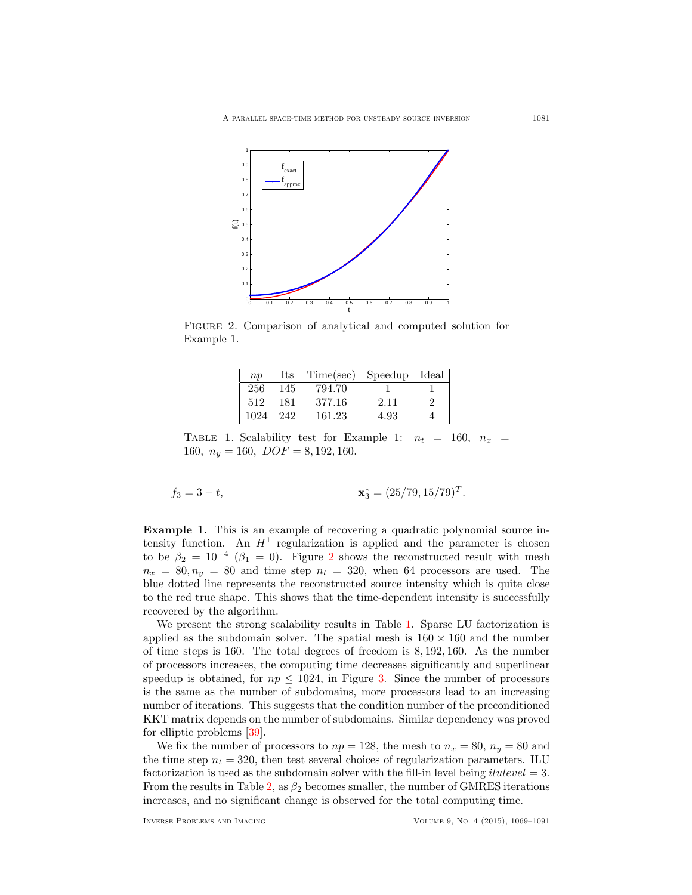FIGURE 2. Comparison of analytical and computed solution for Example 1.

| $np$ | Its | Time(sec) | Speedup | Ideal |
|---|---|---|---|---|
| 256 | 145 | 794.70 | 1 | 1 |
| 512 | 181 | 377.16 | 2.11 | 2 |
| 1024 | 242 | 161.23 | 4.93 | 4 |

TABLE 1. Scalability test for Example 1: $n_t = 160$, $n_x = 160$, $n_y = 160$, $DOF = 8,192,160$.

$$f_3 = 3 - t, \qquad\qquad \mathbf{x}_3^* = (25/79, 15/79)^T.$$

**Example 1.** This is an example of recovering a quadratic polynomial source intensity function. An $H^1$ regularization is applied and the parameter is chosen to be $\beta_2 = 10^{-4}$ ($\beta_1 = 0$). Figure 2 shows the reconstructed result with mesh $n_x = 80, n_y = 80$ and time step $n_t = 320$, when 64 processors are used. The blue dotted line represents the reconstructed source intensity which is quite close to the red true shape. This shows that the time-dependent intensity is successfully recovered by the algorithm.

We present the strong scalability results in Table 1. Sparse LU factorization is applied as the subdomain solver. The spatial mesh is $160 \times 160$ and the number of time steps is 160. The total degrees of freedom is 8,192,160. As the number of processors increases, the computing time decreases significantly and superlinear speedup is obtained, for $np \leq 1024$, in Figure 3. Since the number of processors is the same as the number of subdomains, more processors lead to an increasing number of iterations. This suggests that the condition number of the preconditioned KKT matrix depends on the number of subdomains. Similar dependency was proved for elliptic problems [39].

We fix the number of processors to $np = 128$, the mesh to $n_x = 80$, $n_y = 80$ and the time step $n_t = 320$, then test several choices of regularization parameters. ILU factorization is used as the subdomain solver with the fill-in level being $ilulevel = 3$. From the results in Table 2, as $\beta_2$ becomes smaller, the number of GMRES iterations increases, and no significant change is observed for the total computing time.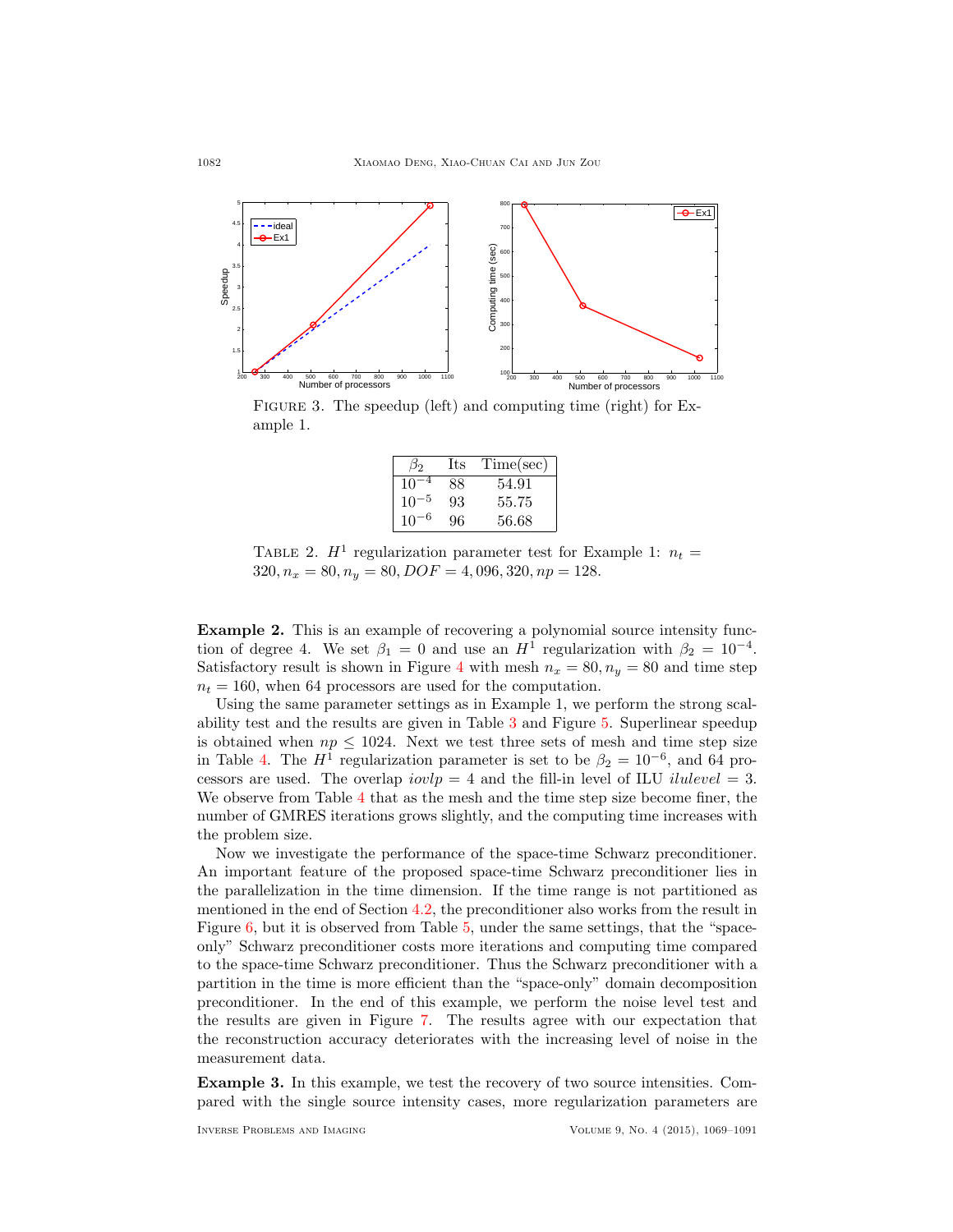FIGURE 3. The speedup (left) and computing time (right) for Example 1.

| $\beta_2$ | Its | Time(sec) |
|---|---|---|
| $10^{-4}$ | 88 | 54.91 |
| $10^{-5}$ | 93 | 55.75 |
| $10^{-6}$ | 96 | 56.68 |

TABLE 2. $H^1$ regularization parameter test for Example 1: $n_t = 320, n_x = 80, n_y = 80, DOF = 4,096,320, np = 128$.

**Example 2.** This is an example of recovering a polynomial source intensity function of degree 4. We set $\beta_1 = 0$ and use an $H^1$ regularization with $\beta_2 = 10^{-4}$. Satisfactory result is shown in Figure 4 with mesh $n_x = 80, n_y = 80$ and time step $n_t = 160$, when 64 processors are used for the computation.

Using the same parameter settings as in Example 1, we perform the strong scalability test and the results are given in Table 3 and Figure 5. Superlinear speedup is obtained when $np \leq 1024$. Next we test three sets of mesh and time step size in Table 4. The $H^1$ regularization parameter is set to be $\beta_2 = 10^{-6}$, and 64 processors are used. The overlap $iovlp = 4$ and the fill-in level of ILU $ilulevel = 3$. We observe from Table 4 that as the mesh and the time step size become finer, the number of GMRES iterations grows slightly, and the computing time increases with the problem size.

Now we investigate the performance of the space-time Schwarz preconditioner. An important feature of the proposed space-time Schwarz preconditioner lies in the parallelization in the time dimension. If the time range is not partitioned as mentioned in the end of Section 4.2, the preconditioner also works from the result in Figure 6, but it is observed from Table 5, under the same settings, that the "space-only" Schwarz preconditioner costs more iterations and computing time compared to the space-time Schwarz preconditioner. Thus the Schwarz preconditioner with a partition in the time is more efficient than the "space-only" domain decomposition preconditioner. In the end of this example, we perform the noise level test and the results are given in Figure 7. The results agree with our expectation that the reconstruction accuracy deteriorates with the increasing level of noise in the measurement data.

**Example 3.** In this example, we test the recovery of two source intensities. Compared with the single source intensity cases, more regularization parameters are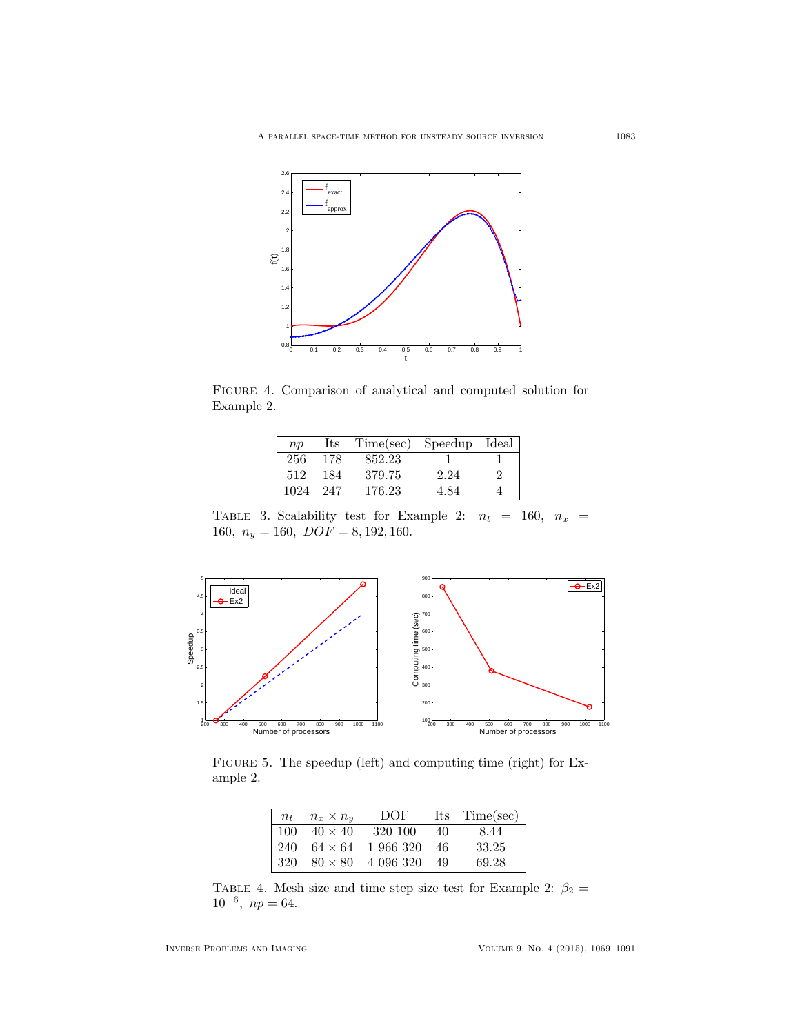Figure 4. Comparison of analytical and computed solution for Example 2.

| $np$ | Its | Time(sec) | Speedup | Ideal |
|---|---|---|---|---|
| 256 | 178 | 852.23 | 1 | 1 |
| 512 | 184 | 379.75 | 2.24 | 2 |
| 1024 | 247 | 176.23 | 4.84 | 4 |

Table 3. Scalability test for Example 2: $n_t = 160,\ n_x = 160,\ n_y = 160,\ DOF = 8,192,160$.

Figure 5. The speedup (left) and computing time (right) for Example 2.

| $n_t$ | $n_x \times n_y$ | DOF | Its | Time(sec) |
|---|---|---|---|---|
| 100 | $40 \times 40$ | 320 100 | 40 | 8.44 |
| 240 | $64 \times 64$ | 1 966 320 | 46 | 33.25 |
| 320 | $80 \times 80$ | 4 096 320 | 49 | 69.28 |

Table 4. Mesh size and time step size test for Example 2: $\beta_2 = 10^{-6},\ np = 64$.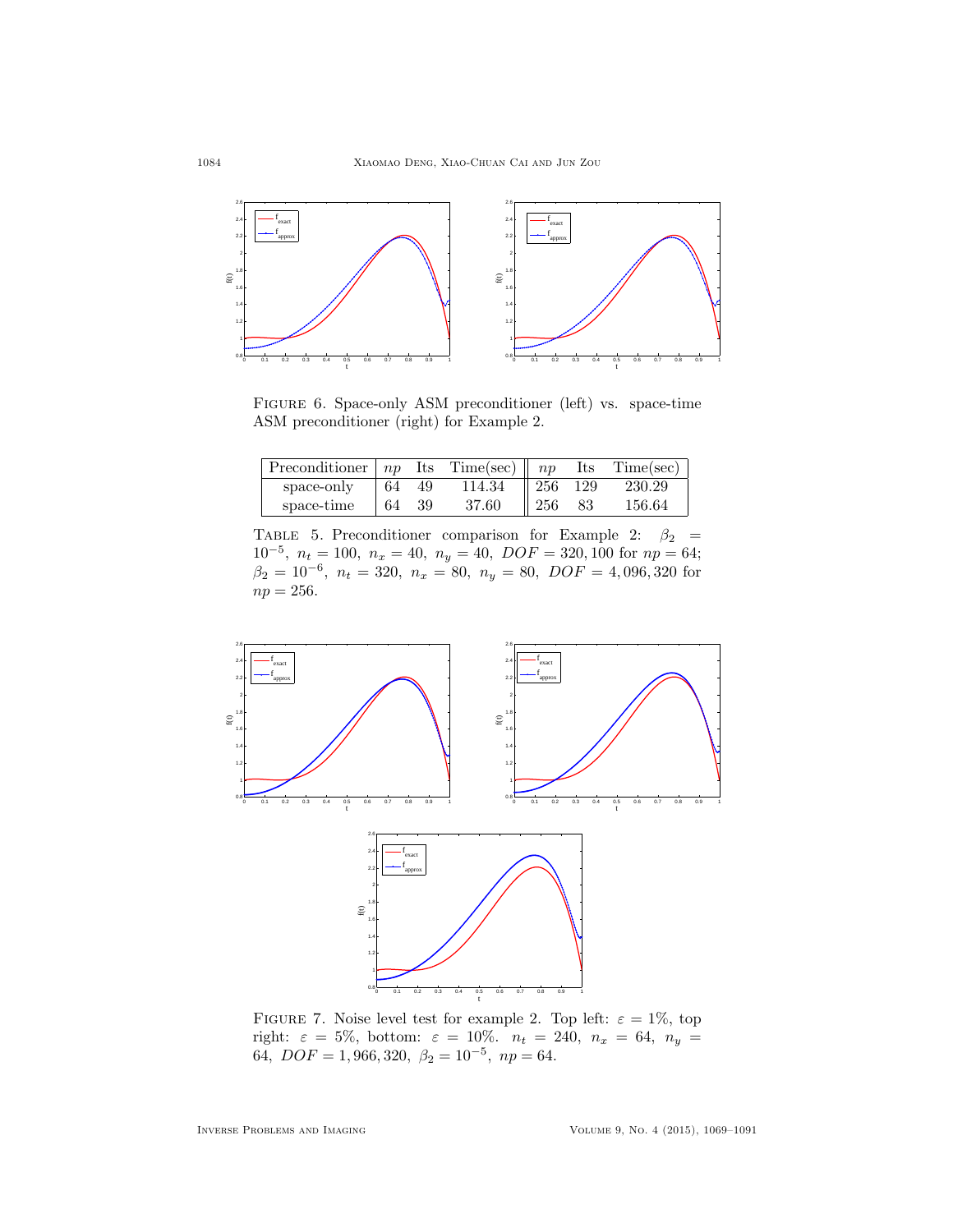Figure 6. Space-only ASM preconditioner (left) vs. space-time ASM preconditioner (right) for Example 2.

| Preconditioner | $np$ | Its | Time(sec) | $np$ | Its | Time(sec) |
|---|---|---|---|---|---|---|
| space-only | 64 | 49 | 114.34 | 256 | 129 | 230.29 |
| space-time | 64 | 39 | 37.60 | 256 | 83 | 156.64 |

Table 5. Preconditioner comparison for Example 2: $\beta_2 = 10^{-5},\ n_t = 100,\ n_x = 40,\ n_y = 40,\ DOF = 320,100$ for $np = 64$; $\beta_2 = 10^{-6},\ n_t = 320,\ n_x = 80,\ n_y = 80,\ DOF = 4,096,320$ for $np = 256$.

Figure 7. Noise level test for example 2. Top left: $\varepsilon = 1\%$, top right: $\varepsilon = 5\%$, bottom: $\varepsilon = 10\%$. $n_t = 240,\ n_x = 64,\ n_y = 64,\ DOF = 1,966,320,\ \beta_2 = 10^{-5},\ np = 64$.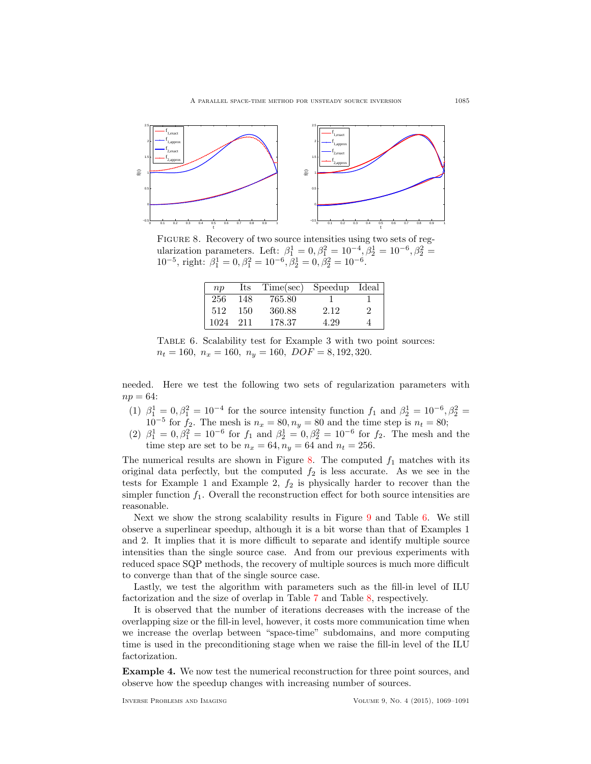FIGURE 8. Recovery of two source intensities using two sets of regularization parameters. Left: $\beta_1^1 = 0, \beta_1^2 = 10^{-4}, \beta_2^1 = 10^{-6}, \beta_2^2 = 10^{-5}$, right: $\beta_1^1 = 0, \beta_1^2 = 10^{-6}, \beta_2^1 = 0, \beta_2^2 = 10^{-6}$.

| $np$ | Its | Time(sec) | Speedup | Ideal |
|---|---|---|---|---|
| 256 | 148 | 765.80 | 1 | 1 |
| 512 | 150 | 360.88 | 2.12 | 2 |
| 1024 | 211 | 178.37 | 4.29 | 4 |

TABLE 6. Scalability test for Example 3 with two point sources: $n_t = 160,\ n_x = 160,\ n_y = 160,\ DOF = 8,192,320$.

needed. Here we test the following two sets of regularization parameters with $np = 64$:

(1) $\beta_1^1 = 0, \beta_1^2 = 10^{-4}$ for the source intensity function $f_1$ and $\beta_2^1 = 10^{-6}, \beta_2^2 = 10^{-5}$ for $f_2$. The mesh is $n_x = 80, n_y = 80$ and the time step is $n_t = 80$;

(2) $\beta_1^1 = 0, \beta_1^2 = 10^{-6}$ for $f_1$ and $\beta_2^1 = 0, \beta_2^2 = 10^{-6}$ for $f_2$. The mesh and the time step are set to be $n_x = 64, n_y = 64$ and $n_t = 256$.

The numerical results are shown in Figure 8. The computed $f_1$ matches with its original data perfectly, but the computed $f_2$ is less accurate. As we see in the tests for Example 1 and Example 2, $f_2$ is physically harder to recover than the simpler function $f_1$. Overall the reconstruction effect for both source intensities are reasonable.

Next we show the strong scalability results in Figure 9 and Table 6. We still observe a superlinear speedup, although it is a bit worse than that of Examples 1 and 2. It implies that it is more difficult to separate and identify multiple source intensities than the single source case. And from our previous experiments with reduced space SQP methods, the recovery of multiple sources is much more difficult to converge than that of the single source case.

Lastly, we test the algorithm with parameters such as the fill-in level of ILU factorization and the size of overlap in Table 7 and Table 8, respectively.

It is observed that the number of iterations decreases with the increase of the overlapping size or the fill-in level, however, it costs more communication time when we increase the overlap between "space-time" subdomains, and more computing time is used in the preconditioning stage when we raise the fill-in level of the ILU factorization.

**Example 4.** We now test the numerical reconstruction for three point sources, and observe how the speedup changes with increasing number of sources.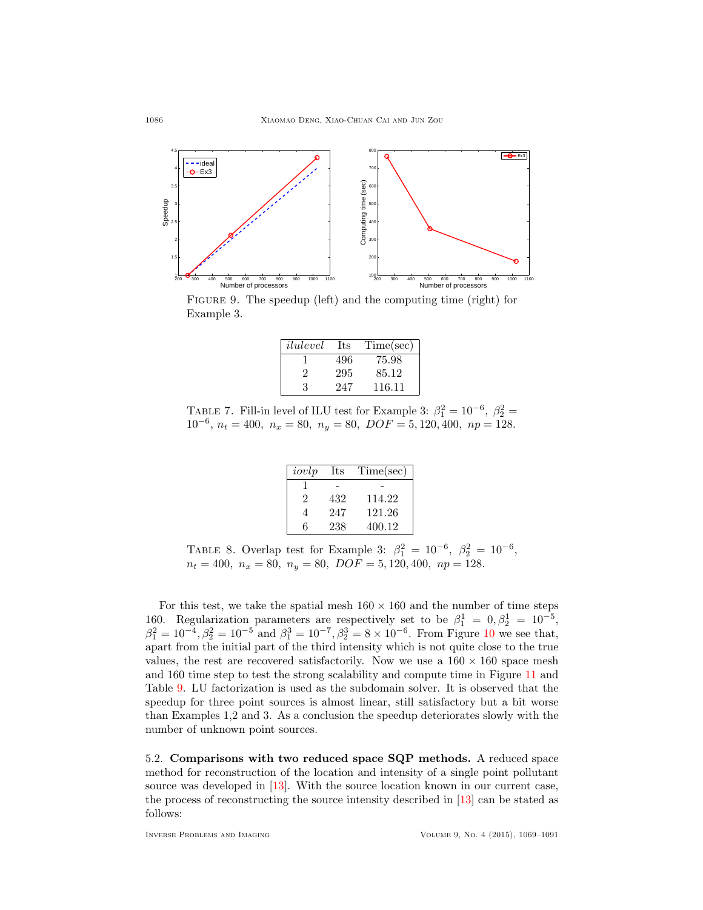FIGURE 9. The speedup (left) and the computing time (right) for Example 3.

| *ilulevel* | Its | Time(sec) |
|---|---|---|
| 1 | 496 | 75.98 |
| 2 | 295 | 85.12 |
| 3 | 247 | 116.11 |

TABLE 7. Fill-in level of ILU test for Example 3: $\beta_1^2 = 10^{-6},\ \beta_2^2 = 10^{-6}$, $n_t = 400,\ n_x = 80,\ n_y = 80,\ DOF = 5,120,400,\ np = 128$.

| *iovlp* | Its | Time(sec) |
|---|---|---|
| 1 | - | - |
| 2 | 432 | 114.22 |
| 4 | 247 | 121.26 |
| 6 | 238 | 400.12 |

TABLE 8. Overlap test for Example 3: $\beta_1^2 = 10^{-6},\ \beta_2^2 = 10^{-6}$, $n_t = 400,\ n_x = 80,\ n_y = 80,\ DOF = 5,120,400,\ np = 128$.

For this test, we take the spatial mesh $160 \times 160$ and the number of time steps 160. Regularization parameters are respectively set to be $\beta_1^1 = 0, \beta_2^1 = 10^{-5}$, $\beta_1^2 = 10^{-4}, \beta_2^2 = 10^{-5}$ and $\beta_1^3 = 10^{-7}, \beta_2^3 = 8 \times 10^{-6}$. From Figure 10 we see that, apart from the initial part of the third intensity which is not quite close to the true values, the rest are recovered satisfactorily. Now we use a $160 \times 160$ space mesh and 160 time step to test the strong scalability and compute time in Figure 11 and Table 9. LU factorization is used as the subdomain solver. It is observed that the speedup for three point sources is almost linear, still satisfactory but a bit worse than Examples 1,2 and 3. As a conclusion the speedup deteriorates slowly with the number of unknown point sources.

5.2. **Comparisons with two reduced space SQP methods.** A reduced space method for reconstruction of the location and intensity of a single point pollutant source was developed in [13]. With the source location known in our current case, the process of reconstructing the source intensity described in [13] can be stated as follows: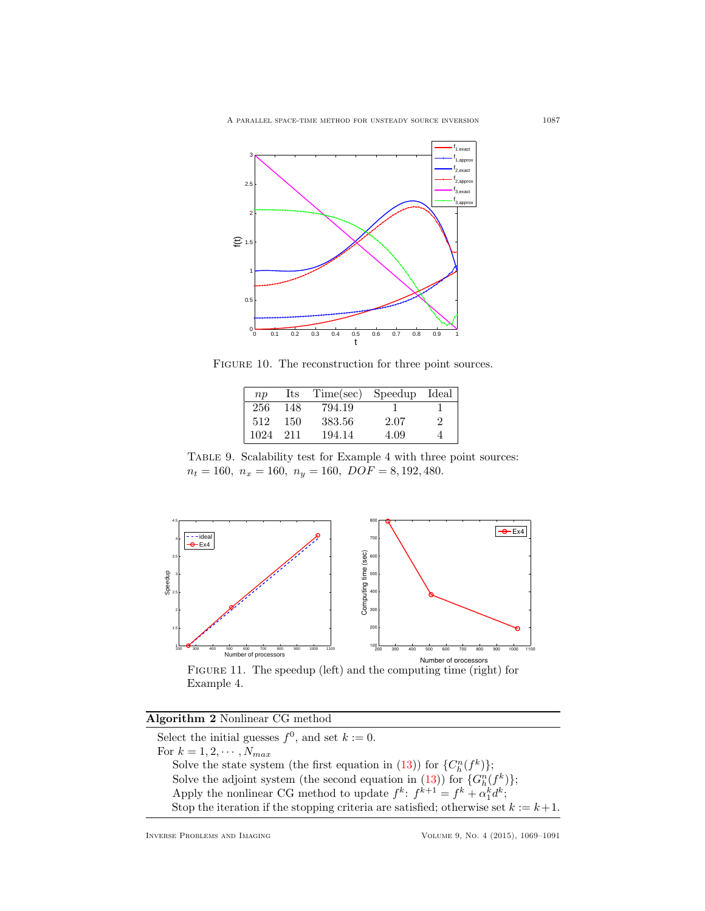FIGURE 10. The reconstruction for three point sources.

| $np$ | Its | Time(sec) | Speedup | Ideal |
|---|---|---|---|---|
| 256 | 148 | 794.19 | 1 | 1 |
| 512 | 150 | 383.56 | 2.07 | 2 |
| 1024 | 211 | 194.14 | 4.09 | 4 |

TABLE 9. Scalability test for Example 4 with three point sources: $n_t = 160,\ n_x = 160,\ n_y = 160,\ DOF = 8,192,480.$

FIGURE 11. The speedup (left) and the computing time (right) for Example 4.

---

**Algorithm 2** Nonlinear CG method

---

Select the initial guesses $f^0$, and set $k := 0$.
For $k = 1, 2, \cdots, N_{max}$
  Solve the state system (the first equation in (13)) for $\{C_h^n(f^k)\}$;
  Solve the adjoint system (the second equation in (13)) for $\{G_h^n(f^k)\}$;
  Apply the nonlinear CG method to update $f^k$: $f^{k+1} = f^k + \alpha_1^k d^k$;
  Stop the iteration if the stopping criteria are satisfied; otherwise set $k := k+1$.

---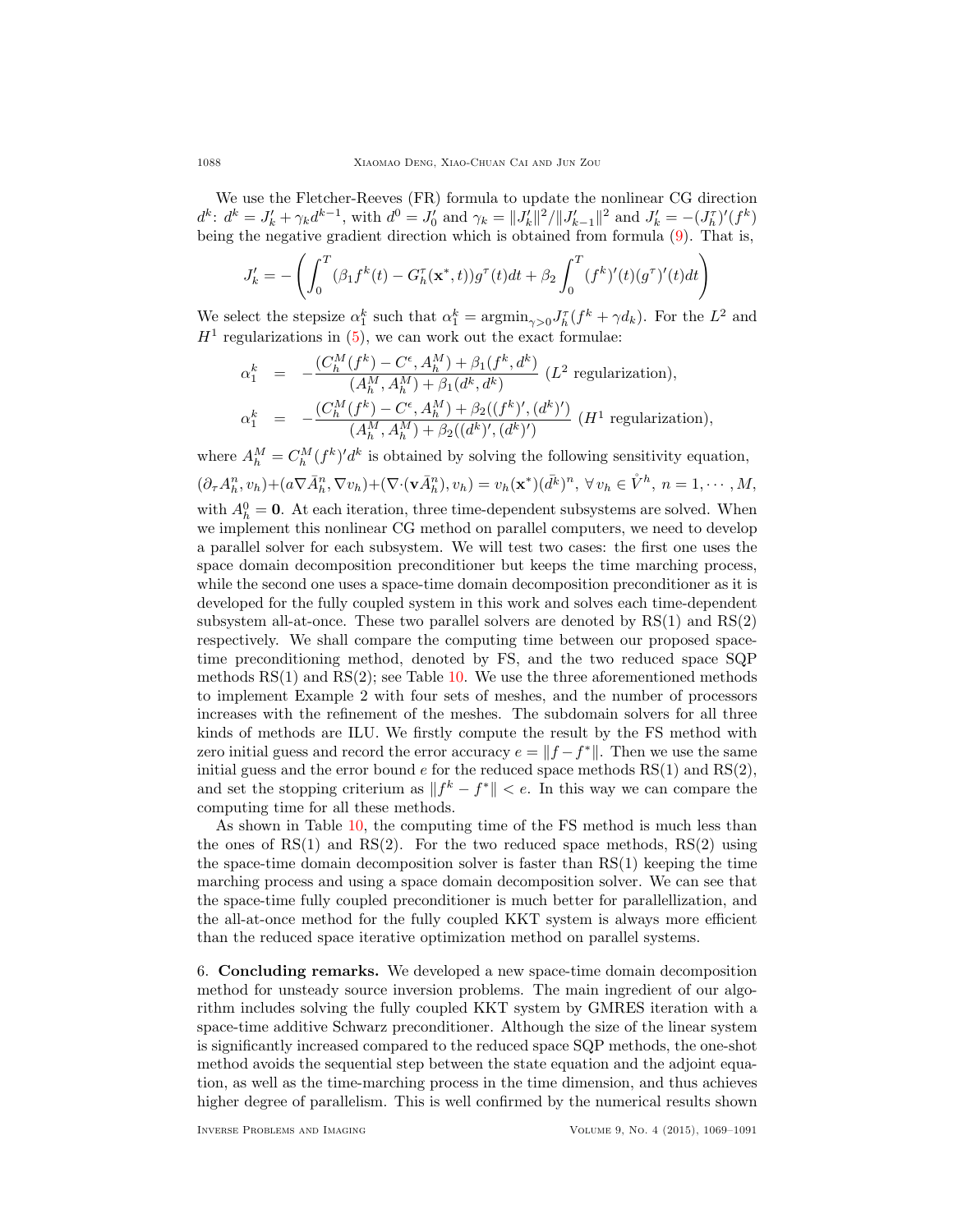We use the Fletcher-Reeves (FR) formula to update the nonlinear CG direction $d^k$: $d^k = J'_k + \gamma_k d^{k-1}$, with $d^0 = J'_0$ and $\gamma_k = \|J'_k\|^2 / \|J'_{k-1}\|^2$ and $J'_k = -(J_h^\tau)'(f^k)$ being the negative gradient direction which is obtained from formula (9). That is,

$$J'_k = -\left( \int_0^T (\beta_1 f^k(t) - G_h^\tau(\mathbf{x}^*, t)) g^\tau(t) dt + \beta_2 \int_0^T (f^k)'(t)(g^\tau)'(t) dt \right)$$

We select the stepsize $\alpha_1^k$ such that $\alpha_1^k = \text{argmin}_{\gamma > 0} J_h^\tau(f^k + \gamma d_k)$. For the $L^2$ and $H^1$ regularizations in (5), we can work out the exact formulae:

$$\alpha_1^k = -\frac{(C_h^M(f^k) - C^\epsilon, A_h^M) + \beta_1(f^k, d^k)}{(A_h^M, A_h^M) + \beta_1(d^k, d^k)} \ (L^2 \text{ regularization}),$$

$$\alpha_1^k = -\frac{(C_h^M(f^k) - C^\epsilon, A_h^M) + \beta_2((f^k)', (d^k)')}{(A_h^M, A_h^M) + \beta_2((d^k)', (d^k)')} \ (H^1 \text{ regularization}),$$

where $A_h^M = C_h^M(f^k)' d^k$ is obtained by solving the following sensitivity equation,

$$(\partial_\tau A_h^n, v_h) + (a\nabla \bar{A}_h^n, \nabla v_h) + (\nabla\cdot(\mathbf{v}\bar{A}_h^n), v_h) = v_h(\mathbf{x}^*)(\bar{d^k})^n, \ \forall\, v_h \in \mathring{V}^h, \ n = 1, \cdots, M,$$

with $A_h^0 = \mathbf{0}$. At each iteration, three time-dependent subsystems are solved. When we implement this nonlinear CG method on parallel computers, we need to develop a parallel solver for each subsystem. We will test two cases: the first one uses the space domain decomposition preconditioner but keeps the time marching process, while the second one uses a space-time domain decomposition preconditioner as it is developed for the fully coupled system in this work and solves each time-dependent subsystem all-at-once. These two parallel solvers are denoted by RS(1) and RS(2) respectively. We shall compare the computing time between our proposed space-time preconditioning method, denoted by FS, and the two reduced space SQP methods RS(1) and RS(2); see Table 10. We use the three aforementioned methods to implement Example 2 with four sets of meshes, and the number of processors increases with the refinement of the meshes. The subdomain solvers for all three kinds of methods are ILU. We firstly compute the result by the FS method with zero initial guess and record the error accuracy $e = \|f - f^*\|$. Then we use the same initial guess and the error bound $e$ for the reduced space methods RS(1) and RS(2), and set the stopping criterium as $\|f^k - f^*\| < e$. In this way we can compare the computing time for all these methods.

As shown in Table 10, the computing time of the FS method is much less than the ones of RS(1) and RS(2). For the two reduced space methods, RS(2) using the space-time domain decomposition solver is faster than RS(1) keeping the time marching process and using a space domain decomposition solver. We can see that the space-time fully coupled preconditioner is much better for parallellization, and the all-at-once method for the fully coupled KKT system is always more efficient than the reduced space iterative optimization method on parallel systems.

## 6. Concluding remarks.

We developed a new space-time domain decomposition method for unsteady source inversion problems. The main ingredient of our algorithm includes solving the fully coupled KKT system by GMRES iteration with a space-time additive Schwarz preconditioner. Although the size of the linear system is significantly increased compared to the reduced space SQP methods, the one-shot method avoids the sequential step between the state equation and the adjoint equation, as well as the time-marching process in the time dimension, and thus achieves higher degree of parallelism. This is well confirmed by the numerical results shown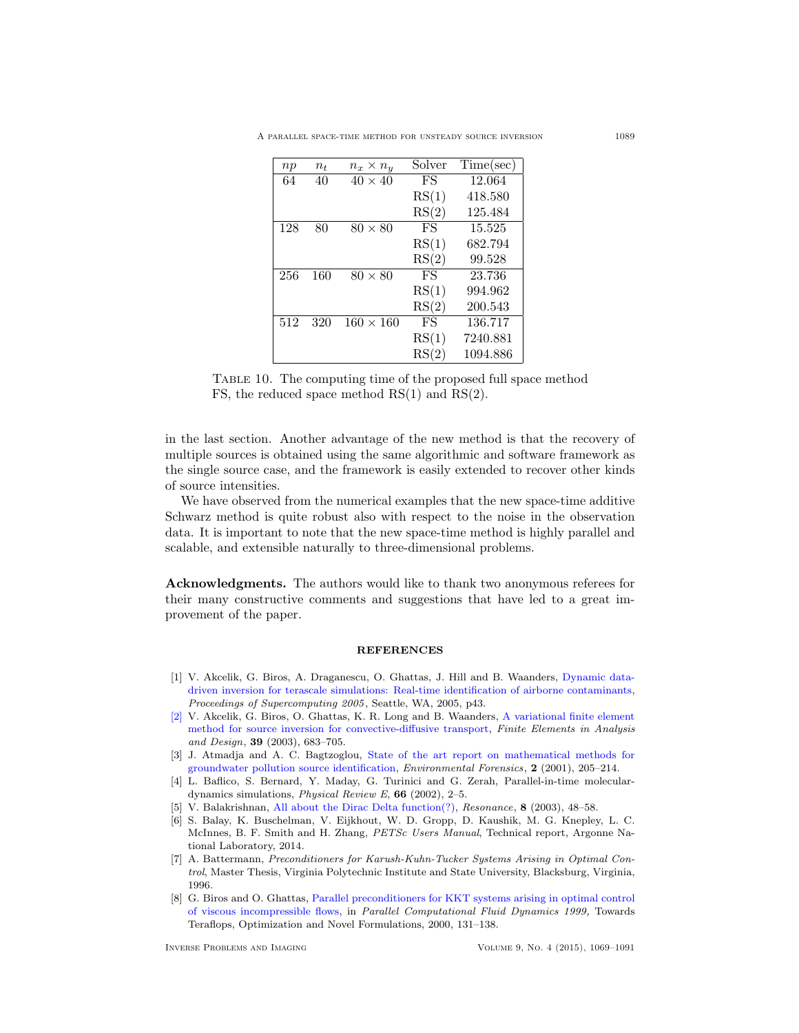| $np$ | $n_t$ | $n_x \times n_y$ | Solver | Time(sec) |
|---|---|---|---|---|
| 64 | 40 | $40 \times 40$ | FS | 12.064 |
| | | | RS(1) | 418.580 |
| | | | RS(2) | 125.484 |
| 128 | 80 | $80 \times 80$ | FS | 15.525 |
| | | | RS(1) | 682.794 |
| | | | RS(2) | 99.528 |
| 256 | 160 | $80 \times 80$ | FS | 23.736 |
| | | | RS(1) | 994.962 |
| | | | RS(2) | 200.543 |
| 512 | 320 | $160 \times 160$ | FS | 136.717 |
| | | | RS(1) | 7240.881 |
| | | | RS(2) | 1094.886 |

Table 10. The computing time of the proposed full space method FS, the reduced space method RS(1) and RS(2).

in the last section. Another advantage of the new method is that the recovery of multiple sources is obtained using the same algorithmic and software framework as the single source case, and the framework is easily extended to recover other kinds of source intensities.

We have observed from the numerical examples that the new space-time additive Schwarz method is quite robust also with respect to the noise in the observation data. It is important to note that the new space-time method is highly parallel and scalable, and extensible naturally to three-dimensional problems.

**Acknowledgments.** The authors would like to thank two anonymous referees for their many constructive comments and suggestions that have led to a great improvement of the paper.

## REFERENCES

[1] V. Akcelik, G. Biros, A. Draganescu, O. Ghattas, J. Hill and B. Waanders, Dynamic data-driven inversion for terascale simulations: Real-time identification of airborne contaminants, *Proceedings of Supercomputing 2005*, Seattle, WA, 2005, p43.

[2] V. Akcelik, G. Biros, O. Ghattas, K. R. Long and B. Waanders, A variational finite element method for source inversion for convective-diffusive transport, *Finite Elements in Analysis and Design*, **39** (2003), 683–705.

[3] J. Atmadja and A. C. Bagtzoglou, State of the art report on mathematical methods for groundwater pollution source identification, *Environmental Forensics*, **2** (2001), 205–214.

[4] L. Baflico, S. Bernard, Y. Maday, G. Turinici and G. Zerah, Parallel-in-time molecular-dynamics simulations, *Physical Review E*, **66** (2002), 2–5.

[5] V. Balakrishnan, All about the Dirac Delta function(?), *Resonance*, **8** (2003), 48–58.

[6] S. Balay, K. Buschelman, V. Eijkhout, W. D. Gropp, D. Kaushik, M. G. Knepley, L. C. McInnes, B. F. Smith and H. Zhang, *PETSc Users Manual*, Technical report, Argonne National Laboratory, 2014.

[7] A. Battermann, *Preconditioners for Karush-Kuhn-Tucker Systems Arising in Optimal Control*, Master Thesis, Virginia Polytechnic Institute and State University, Blacksburg, Virginia, 1996.

[8] G. Biros and O. Ghattas, Parallel preconditioners for KKT systems arising in optimal control of viscous incompressible flows, in *Parallel Computational Fluid Dynamics 1999,* Towards Teraflops, Optimization and Novel Formulations, 2000, 131–138.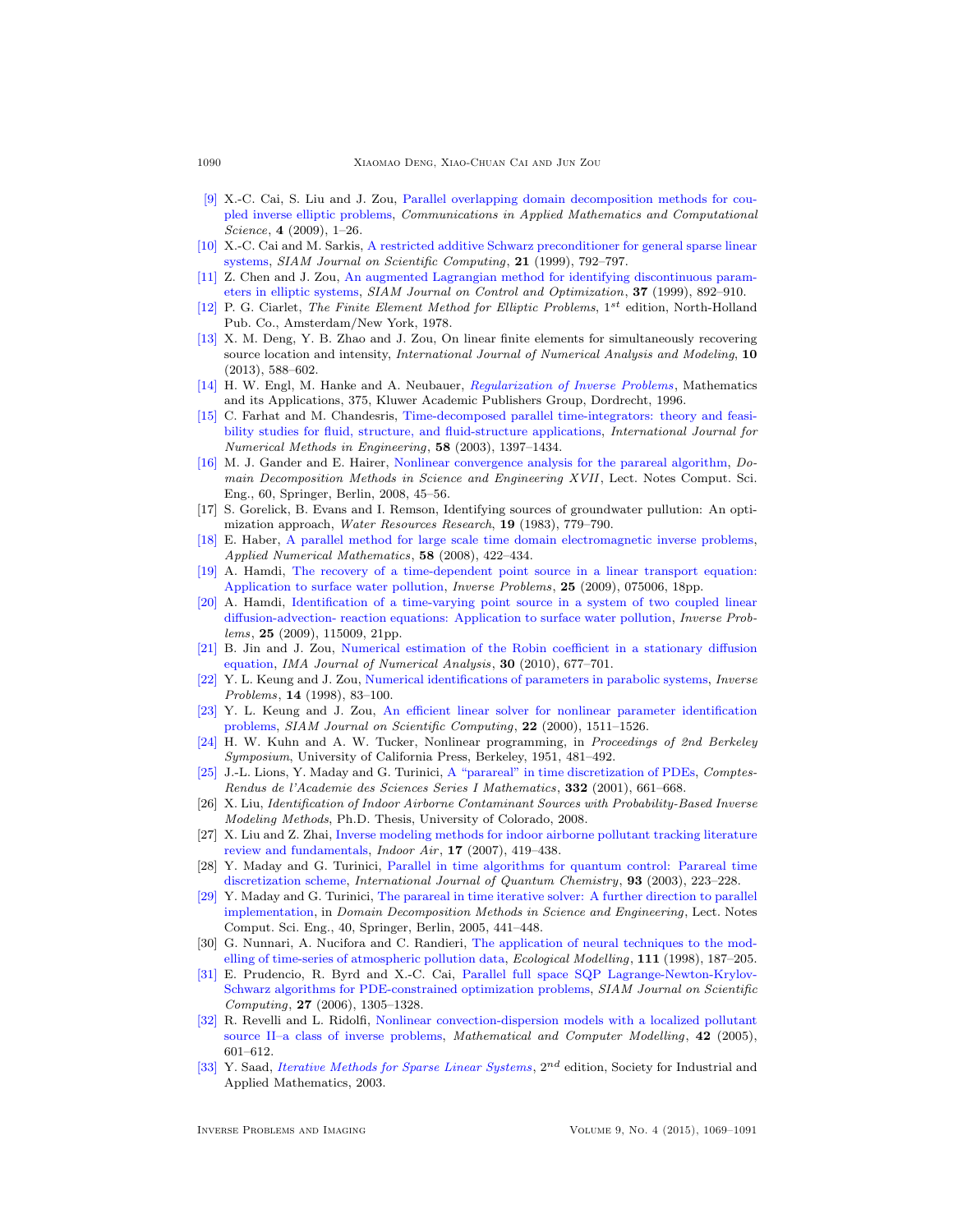[9] X.-C. Cai, S. Liu and J. Zou, Parallel overlapping domain decomposition methods for coupled inverse elliptic problems, *Communications in Applied Mathematics and Computational Science*, **4** (2009), 1–26.

[10] X.-C. Cai and M. Sarkis, A restricted additive Schwarz preconditioner for general sparse linear systems, *SIAM Journal on Scientific Computing*, **21** (1999), 792–797.

[11] Z. Chen and J. Zou, An augmented Lagrangian method for identifying discontinuous parameters in elliptic systems, *SIAM Journal on Control and Optimization*, **37** (1999), 892–910.

[12] P. G. Ciarlet, *The Finite Element Method for Elliptic Problems*, $1^{st}$ edition, North-Holland Pub. Co., Amsterdam/New York, 1978.

[13] X. M. Deng, Y. B. Zhao and J. Zou, On linear finite elements for simultaneously recovering source location and intensity, *International Journal of Numerical Analysis and Modeling*, **10** (2013), 588–602.

[14] H. W. Engl, M. Hanke and A. Neubauer, *Regularization of Inverse Problems*, Mathematics and its Applications, 375, Kluwer Academic Publishers Group, Dordrecht, 1996.

[15] C. Farhat and M. Chandesris, Time-decomposed parallel time-integrators: theory and feasibility studies for fluid, structure, and fluid-structure applications, *International Journal for Numerical Methods in Engineering*, **58** (2003), 1397–1434.

[16] M. J. Gander and E. Hairer, Nonlinear convergence analysis for the parareal algorithm, *Domain Decomposition Methods in Science and Engineering XVII*, Lect. Notes Comput. Sci. Eng., 60, Springer, Berlin, 2008, 45–56.

[17] S. Gorelick, B. Evans and I. Remson, Identifying sources of groundwater pollution: An optimization approach, *Water Resources Research*, **19** (1983), 779–790.

[18] E. Haber, A parallel method for large scale time domain electromagnetic inverse problems, *Applied Numerical Mathematics*, **58** (2008), 422–434.

[19] A. Hamdi, The recovery of a time-dependent point source in a linear transport equation: Application to surface water pollution, *Inverse Problems*, **25** (2009), 075006, 18pp.

[20] A. Hamdi, Identification of a time-varying point source in a system of two coupled linear diffusion-advection- reaction equations: Application to surface water pollution, *Inverse Problems*, **25** (2009), 115009, 21pp.

[21] B. Jin and J. Zou, Numerical estimation of the Robin coefficient in a stationary diffusion equation, *IMA Journal of Numerical Analysis*, **30** (2010), 677–701.

[22] Y. L. Keung and J. Zou, Numerical identifications of parameters in parabolic systems, *Inverse Problems*, **14** (1998), 83–100.

[23] Y. L. Keung and J. Zou, An efficient linear solver for nonlinear parameter identification problems, *SIAM Journal on Scientific Computing*, **22** (2000), 1511–1526.

[24] H. W. Kuhn and A. W. Tucker, Nonlinear programming, in *Proceedings of 2nd Berkeley Symposium*, University of California Press, Berkeley, 1951, 481–492.

[25] J.-L. Lions, Y. Maday and G. Turinici, A "parareal" in time discretization of PDEs, *Comptes-Rendus de l'Academie des Sciences Series I Mathematics*, **332** (2001), 661–668.

[26] X. Liu, *Identification of Indoor Airborne Contaminant Sources with Probability-Based Inverse Modeling Methods*, Ph.D. Thesis, University of Colorado, 2008.

[27] X. Liu and Z. Zhai, Inverse modeling methods for indoor airborne pollutant tracking literature review and fundamentals, *Indoor Air*, **17** (2007), 419–438.

[28] Y. Maday and G. Turinici, Parallel in time algorithms for quantum control: Parareal time discretization scheme, *International Journal of Quantum Chemistry*, **93** (2003), 223–228.

[29] Y. Maday and G. Turinici, The parareal in time iterative solver: A further direction to parallel implementation, in *Domain Decomposition Methods in Science and Engineering*, Lect. Notes Comput. Sci. Eng., 40, Springer, Berlin, 2005, 441–448.

[30] G. Nunnari, A. Nucifora and C. Randieri, The application of neural techniques to the modelling of time-series of atmospheric pollution data, *Ecological Modelling*, **111** (1998), 187–205.

[31] E. Prudencio, R. Byrd and X.-C. Cai, Parallel full space SQP Lagrange-Newton-Krylov-Schwarz algorithms for PDE-constrained optimization problems, *SIAM Journal on Scientific Computing*, **27** (2006), 1305–1328.

[32] R. Revelli and L. Ridolfi, Nonlinear convection-dispersion models with a localized pollutant source II–a class of inverse problems, *Mathematical and Computer Modelling*, **42** (2005), 601–612.

[33] Y. Saad, *Iterative Methods for Sparse Linear Systems*, $2^{nd}$ edition, Society for Industrial and Applied Mathematics, 2003.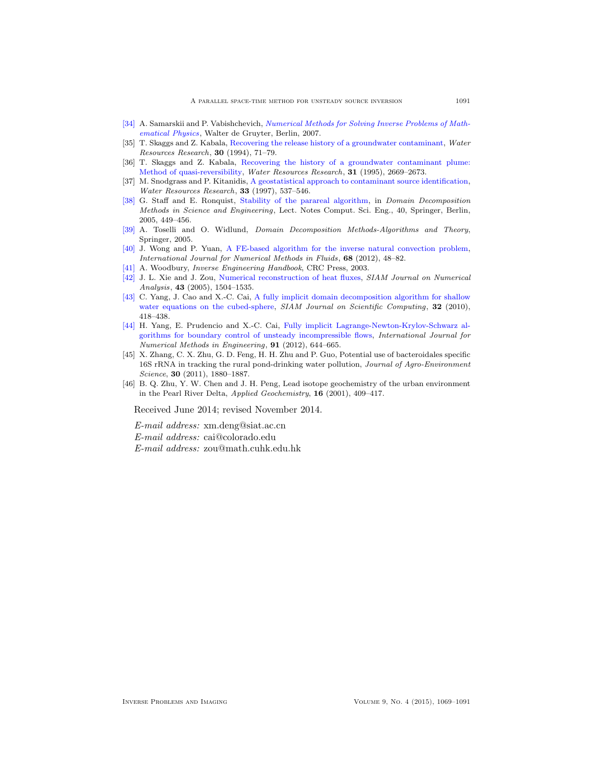[34] A. Samarskii and P. Vabishchevich, *Numerical Methods for Solving Inverse Problems of Mathematical Physics*, Walter de Gruyter, Berlin, 2007.

[35] T. Skaggs and Z. Kabala, Recovering the release history of a groundwater contaminant, *Water Resources Research*, **30** (1994), 71–79.

[36] T. Skaggs and Z. Kabala, Recovering the history of a groundwater contaminant plume: Method of quasi-reversibility, *Water Resources Research*, **31** (1995), 2669–2673.

[37] M. Snodgrass and P. Kitanidis, A geostatistical approach to contaminant source identification, *Water Resources Research*, **33** (1997), 537–546.

[38] G. Staff and E. Ronquist, Stability of the parareal algorithm, in *Domain Decomposition Methods in Science and Engineering*, Lect. Notes Comput. Sci. Eng., 40, Springer, Berlin, 2005, 449–456.

[39] A. Toselli and O. Widlund, *Domain Decomposition Methods-Algorithms and Theory*, Springer, 2005.

[40] J. Wong and P. Yuan, A FE-based algorithm for the inverse natural convection problem, *International Journal for Numerical Methods in Fluids*, **68** (2012), 48–82.

[41] A. Woodbury, *Inverse Engineering Handbook*, CRC Press, 2003.

[42] J. L. Xie and J. Zou, Numerical reconstruction of heat fluxes, *SIAM Journal on Numerical Analysis*, **43** (2005), 1504–1535.

[43] C. Yang, J. Cao and X.-C. Cai, A fully implicit domain decomposition algorithm for shallow water equations on the cubed-sphere, *SIAM Journal on Scientific Computing*, **32** (2010), 418–438.

[44] H. Yang, E. Prudencio and X.-C. Cai, Fully implicit Lagrange-Newton-Krylov-Schwarz algorithms for boundary control of unsteady incompressible flows, *International Journal for Numerical Methods in Engineering*, **91** (2012), 644–665.

[45] X. Zhang, C. X. Zhu, G. D. Feng, H. H. Zhu and P. Guo, Potential use of bacteroidales specific 16S rRNA in tracking the rural pond-drinking water pollution, *Journal of Agro-Environment Science*, **30** (2011), 1880–1887.

[46] B. Q. Zhu, Y. W. Chen and J. H. Peng, Lead isotope geochemistry of the urban environment in the Pearl River Delta, *Applied Geochemistry*, **16** (2001), 409–417.

Received June 2014; revised November 2014.

*E-mail address:* xm.deng@siat.ac.cn

*E-mail address:* cai@colorado.edu

*E-mail address:* zou@math.cuhk.edu.hk